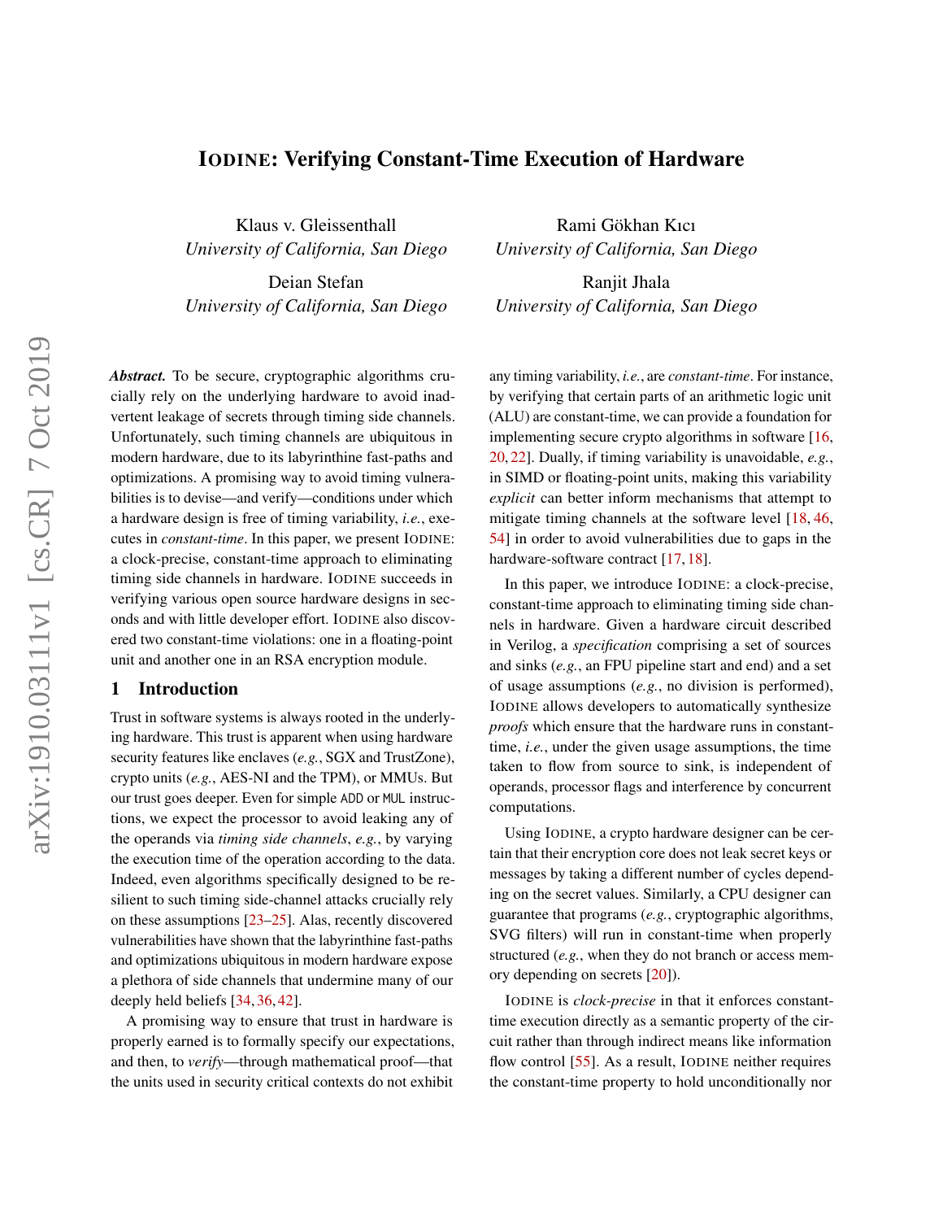# IODINE: Verifying Constant-Time Execution of Hardware

Klaus v. Gleissenthall
*University of California, San Diego*

Rami Gökhan Kıcı
*University of California, San Diego*

Deian Stefan
*University of California, San Diego*

Ranjit Jhala
*University of California, San Diego*

***Abstract.*** To be secure, cryptographic algorithms crucially rely on the underlying hardware to avoid inadvertent leakage of secrets through timing side channels. Unfortunately, such timing channels are ubiquitous in modern hardware, due to its labyrinthine fast-paths and optimizations. A promising way to avoid timing vulnerabilities is to devise—and verify—conditions under which a hardware design is free of timing variability, *i.e.*, executes in *constant-time*. In this paper, we present IODINE: a clock-precise, constant-time approach to eliminating timing side channels in hardware. IODINE succeeds in verifying various open source hardware designs in seconds and with little developer effort. IODINE also discovered two constant-time violations: one in a floating-point unit and another one in an RSA encryption module.

## 1 Introduction

Trust in software systems is always rooted in the underlying hardware. This trust is apparent when using hardware security features like enclaves (*e.g.*, SGX and TrustZone), crypto units (*e.g.*, AES-NI and the TPM), or MMUs. But our trust goes deeper. Even for simple `ADD` or `MUL` instructions, we expect the processor to avoid leaking any of the operands via *timing side channels*, *e.g.*, by varying the execution time of the operation according to the data. Indeed, even algorithms specifically designed to be resilient to such timing side-channel attacks crucially rely on these assumptions [23–25]. Alas, recently discovered vulnerabilities have shown that the labyrinthine fast-paths and optimizations ubiquitous in modern hardware expose a plethora of side channels that undermine many of our deeply held beliefs [34, 36, 42].

A promising way to ensure that trust in hardware is properly earned is to formally specify our expectations, and then, to *verify*—through mathematical proof—that the units used in security critical contexts do not exhibit any timing variability, *i.e.*, are *constant-time*. For instance, by verifying that certain parts of an arithmetic logic unit (ALU) are constant-time, we can provide a foundation for implementing secure crypto algorithms in software [16, 20, 22]. Dually, if timing variability is unavoidable, *e.g.*, in SIMD or floating-point units, making this variability *explicit* can better inform mechanisms that attempt to mitigate timing channels at the software level [18, 46, 54] in order to avoid vulnerabilities due to gaps in the hardware-software contract [17, 18].

In this paper, we introduce IODINE: a clock-precise, constant-time approach to eliminating timing side channels in hardware. Given a hardware circuit described in Verilog, a *specification* comprising a set of sources and sinks (*e.g.*, an FPU pipeline start and end) and a set of usage assumptions (*e.g.*, no division is performed), IODINE allows developers to automatically synthesize *proofs* which ensure that the hardware runs in constant-time, *i.e.*, under the given usage assumptions, the time taken to flow from source to sink, is independent of operands, processor flags and interference by concurrent computations.

Using IODINE, a crypto hardware designer can be certain that their encryption core does not leak secret keys or messages by taking a different number of cycles depending on the secret values. Similarly, a CPU designer can guarantee that programs (*e.g.*, cryptographic algorithms, SVG filters) will run in constant-time when properly structured (*e.g.*, when they do not branch or access memory depending on secrets [20]).

IODINE is *clock-precise* in that it enforces constant-time execution directly as a semantic property of the circuit rather than through indirect means like information flow control [55]. As a result, IODINE neither requires the constant-time property to hold unconditionally nor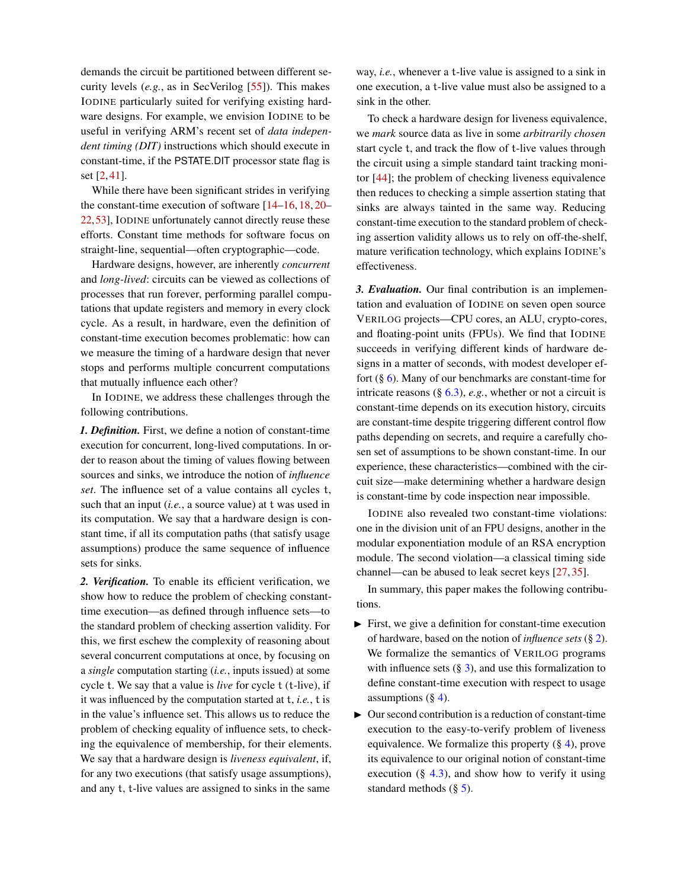demands the circuit be partitioned between different security levels (*e.g.*, as in SecVerilog [55]). This makes IODINE particularly suited for verifying existing hardware designs. For example, we envision IODINE to be useful in verifying ARM's recent set of *data independent timing (DIT)* instructions which should execute in constant-time, if the PSTATE.DIT processor state flag is set [2, 41].

While there have been significant strides in verifying the constant-time execution of software [14–16, 18, 20–22, 53], IODINE unfortunately cannot directly reuse these efforts. Constant time methods for software focus on straight-line, sequential—often cryptographic—code.

Hardware designs, however, are inherently *concurrent* and *long-lived*: circuits can be viewed as collections of processes that run forever, performing parallel computations that update registers and memory in every clock cycle. As a result, in hardware, even the definition of constant-time execution becomes problematic: how can we measure the timing of a hardware design that never stops and performs multiple concurrent computations that mutually influence each other?

In IODINE, we address these challenges through the following contributions.

***1. Definition.*** First, we define a notion of constant-time execution for concurrent, long-lived computations. In order to reason about the timing of values flowing between sources and sinks, we introduce the notion of *influence set*. The influence set of a value contains all cycles t, such that an input (*i.e.*, a source value) at t was used in its computation. We say that a hardware design is constant time, if all its computation paths (that satisfy usage assumptions) produce the same sequence of influence sets for sinks.

***2. Verification.*** To enable its efficient verification, we show how to reduce the problem of checking constant-time execution—as defined through influence sets—to the standard problem of checking assertion validity. For this, we first eschew the complexity of reasoning about several concurrent computations at once, by focusing on a *single* computation starting (*i.e.*, inputs issued) at some cycle t. We say that a value is *live* for cycle t (t-live), if it was influenced by the computation started at t, *i.e.*, t is in the value's influence set. This allows us to reduce the problem of checking equality of influence sets, to checking the equivalence of membership, for their elements. We say that a hardware design is *liveness equivalent*, if, for any two executions (that satisfy usage assumptions), and any t, t-live values are assigned to sinks in the same way, *i.e.*, whenever a t-live value is assigned to a sink in one execution, a t-live value must also be assigned to a sink in the other.

To check a hardware design for liveness equivalence, we *mark* source data as live in some *arbitrarily chosen* start cycle t, and track the flow of t-live values through the circuit using a simple standard taint tracking monitor [44]; the problem of checking liveness equivalence then reduces to checking a simple assertion stating that sinks are always tainted in the same way. Reducing constant-time execution to the standard problem of checking assertion validity allows us to rely on off-the-shelf, mature verification technology, which explains IODINE's effectiveness.

***3. Evaluation.*** Our final contribution is an implementation and evaluation of IODINE on seven open source VERILOG projects—CPU cores, an ALU, crypto-cores, and floating-point units (FPUs). We find that IODINE succeeds in verifying different kinds of hardware designs in a matter of seconds, with modest developer effort (§ 6). Many of our benchmarks are constant-time for intricate reasons (§ 6.3), *e.g.*, whether or not a circuit is constant-time depends on its execution history, circuits are constant-time despite triggering different control flow paths depending on secrets, and require a carefully chosen set of assumptions to be shown constant-time. In our experience, these characteristics—combined with the circuit size—make determining whether a hardware design is constant-time by code inspection near impossible.

IODINE also revealed two constant-time violations: one in the division unit of an FPU designs, another in the modular exponentiation module of an RSA encryption module. The second violation—a classical timing side channel—can be abused to leak secret keys [27, 35].

In summary, this paper makes the following contributions.

- First, we give a definition for constant-time execution of hardware, based on the notion of *influence sets* (§ 2). We formalize the semantics of VERILOG programs with influence sets (§ 3), and use this formalization to define constant-time execution with respect to usage assumptions (§ 4).
- Our second contribution is a reduction of constant-time execution to the easy-to-verify problem of liveness equivalence. We formalize this property (§ 4), prove its equivalence to our original notion of constant-time execution (§ 4.3), and show how to verify it using standard methods (§ 5).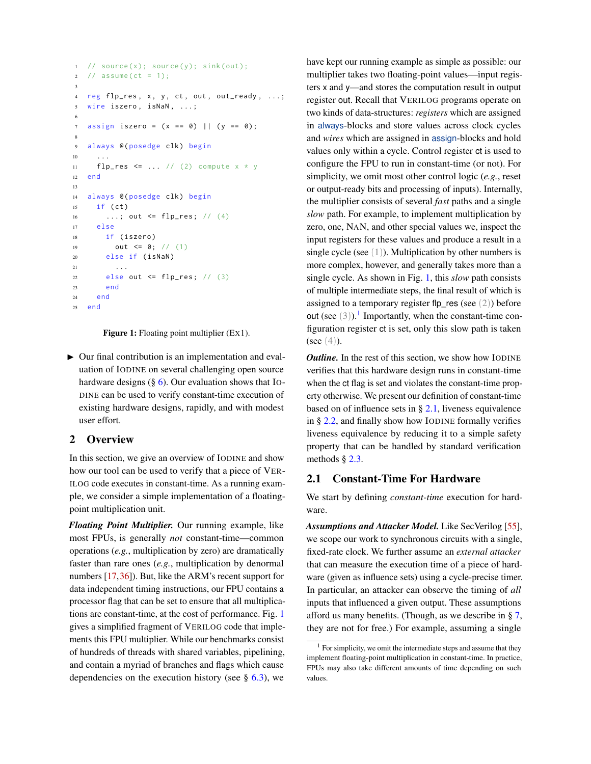```verilog
// source(x); source(y); sink(out);
// assume(ct = 1);

reg flp_res, x, y, ct, out, out_ready, ...;
wire iszero, isNaN, ...;

assign iszero = (x == 0) || (y == 0);

always @(posedge clk) begin
  ...
  flp_res <= ... // (2) compute x * y
end

always @(posedge clk) begin
  if (ct)
    ...; out <= flp_res; // (4)
  else
    if (iszero)
      out <= 0; // (1)
    else if (isNaN)
      ...
    else out <= flp_res; // (3)
    end
  end
end
```

**Figure 1:** Floating point multiplier (Ex1).

- Our final contribution is an implementation and evaluation of IODINE on several challenging open source hardware designs (§ 6). Our evaluation shows that IODINE can be used to verify constant-time execution of existing hardware designs, rapidly, and with modest user effort.

## 2 Overview

In this section, we give an overview of IODINE and show how our tool can be used to verify that a piece of VERILOG code executes in constant-time. As a running example, we consider a simple implementation of a floating-point multiplication unit.

***Floating Point Multiplier.*** Our running example, like most FPUs, is generally *not* constant-time—common operations (*e.g.*, multiplication by zero) are dramatically faster than rare ones (*e.g.*, multiplication by denormal numbers [17,36]). But, like the ARM's recent support for data independent timing instructions, our FPU contains a processor flag that can be set to ensure that all multiplications are constant-time, at the cost of performance. Fig. 1 gives a simplified fragment of VERILOG code that implements this FPU multiplier. While our benchmarks consist of hundreds of threads with shared variables, pipelining, and contain a myriad of branches and flags which cause dependencies on the execution history (see § 6.3), we have kept our running example as simple as possible: our multiplier takes two floating-point values—input registers x and y—and stores the computation result in output register out. Recall that VERILOG programs operate on two kinds of data-structures: *registers* which are assigned in always-blocks and store values across clock cycles and *wires* which are assigned in assign-blocks and hold values only within a cycle. Control register ct is used to configure the FPU to run in constant-time (or not). For simplicity, we omit most other control logic (*e.g.*, reset or output-ready bits and processing of inputs). Internally, the multiplier consists of several *fast* paths and a single *slow* path. For example, to implement multiplication by zero, one, NAN, and other special values we, inspect the input registers for these values and produce a result in a single cycle (see (1)). Multiplication by other numbers is more complex, however, and generally takes more than a single cycle. As shown in Fig. 1, this *slow* path consists of multiple intermediate steps, the final result of which is assigned to a temporary register flp_res (see (2)) before out (see (3)).[1] Importantly, when the constant-time configuration register ct is set, only this slow path is taken (see (4)).

***Outline.*** In the rest of this section, we show how IODINE verifies that this hardware design runs in constant-time when the ct flag is set and violates the constant-time property otherwise. We present our definition of constant-time based on of influence sets in § 2.1, liveness equivalence in § 2.2, and finally show how IODINE formally verifies liveness equivalence by reducing it to a simple safety property that can be handled by standard verification methods § 2.3.

### 2.1 Constant-Time For Hardware

We start by defining *constant-time* execution for hardware.

***Assumptions and Attacker Model.*** Like SecVerilog [55], we scope our work to synchronous circuits with a single, fixed-rate clock. We further assume an *external attacker* that can measure the execution time of a piece of hardware (given as influence sets) using a cycle-precise timer. In particular, an attacker can observe the timing of *all* inputs that influenced a given output. These assumptions afford us many benefits. (Though, as we describe in § 7, they are not for free.) For example, assuming a single

[1] For simplicity, we omit the intermediate steps and assume that they implement floating-point multiplication in constant-time. In practice, FPUs may also take different amounts of time depending on such values.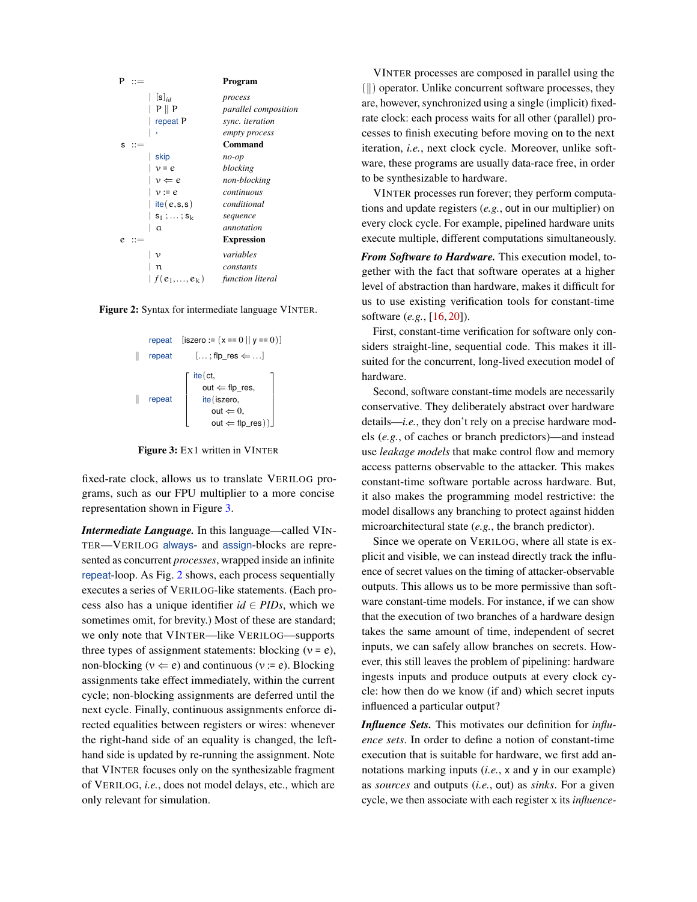| | | | |
|---|---|---|---|
| P | ::= | | **Program** |
| | | $[s]_{id}$ | *process* |
| | | P ‖ P | *parallel composition* |
| | | repeat P | *sync. iteration* |
| | | › | *empty process* |
| s | ::= | | **Command** |
| | | skip | *no-op* |
| | | $v = e$ | *blocking* |
| | | $v \Leftarrow e$ | *non-blocking* |
| | | $v := e$ | *continuous* |
| | | ite(e,s,s) | *conditional* |
| | | $s_1 ; \ldots ; s_k$ | *sequence* |
| | | $a$ | *annotation* |
| e | ::= | | **Expression** |
| | | $v$ | *variables* |
| | | $n$ | *constants* |
| | | $f(e_1, \ldots, e_k)$ | *function literal* |

**Figure 2:** Syntax for intermediate language VINTER.

```
   repeat  [iszero := (x == 0 || y == 0)]
|| repeat  [... ; flp_res ⇐ ...]
|| repeat  [ ite(ct,
               out ⇐ flp_res,
               ite(iszero,
                 out ⇐ 0,
                 out ⇐ flp_res)) ]
```

**Figure 3:** EX1 written in VINTER

fixed-rate clock, allows us to translate VERILOG programs, such as our FPU multiplier to a more concise representation shown in Figure 3.

***Intermediate Language.*** In this language—called VINTER—VERILOG always- and assign-blocks are represented as concurrent *processes*, wrapped inside an infinite repeat-loop. As Fig. 2 shows, each process sequentially executes a series of VERILOG-like statements. (Each process also has a unique identifier $id \in PIDs$, which we sometimes omit, for brevity.) Most of these are standard; we only note that VINTER—like VERILOG—supports three types of assignment statements: blocking ($v = e$), non-blocking ($v \Leftarrow e$) and continuous ($v := e$). Blocking assignments take effect immediately, within the current cycle; non-blocking assignments are deferred until the next cycle. Finally, continuous assignments enforce directed equalities between registers or wires: whenever the right-hand side of an equality is changed, the left-hand side is updated by re-running the assignment. Note that VINTER focuses only on the synthesizable fragment of VERILOG, *i.e.*, does not model delays, etc., which are only relevant for simulation.

VINTER processes are composed in parallel using the (‖) operator. Unlike concurrent software processes, they are, however, synchronized using a single (implicit) fixed-rate clock: each process waits for all other (parallel) processes to finish executing before moving on to the next iteration, *i.e.*, next clock cycle. Moreover, unlike software, these programs are usually data-race free, in order to be synthesizable to hardware.

VINTER processes run forever; they perform computations and update registers (*e.g.*, out in our multiplier) on every clock cycle. For example, pipelined hardware units execute multiple, different computations simultaneously.

***From Software to Hardware.*** This execution model, together with the fact that software operates at a higher level of abstraction than hardware, makes it difficult for us to use existing verification tools for constant-time software (*e.g.*, [16, 20]).

First, constant-time verification for software only considers straight-line, sequential code. This makes it ill-suited for the concurrent, long-lived execution model of hardware.

Second, software constant-time models are necessarily conservative. They deliberately abstract over hardware details—*i.e.*, they don't rely on a precise hardware models (*e.g.*, of caches or branch predictors)—and instead use *leakage models* that make control flow and memory access patterns observable to the attacker. This makes constant-time software portable across hardware. But, it also makes the programming model restrictive: the model disallows any branching to protect against hidden microarchitectural state (*e.g.*, the branch predictor).

Since we operate on VERILOG, where all state is explicit and visible, we can instead directly track the influence of secret values on the timing of attacker-observable outputs. This allows us to be more permissive than software constant-time models. For instance, if we can show that the execution of two branches of a hardware design takes the same amount of time, independent of secret inputs, we can safely allow branches on secrets. However, this still leaves the problem of pipelining: hardware ingests inputs and produce outputs at every clock cycle: how then do we know (if and) which secret inputs influenced a particular output?

***Influence Sets.*** This motivates our definition for *influence sets*. In order to define a notion of constant-time execution that is suitable for hardware, we first add annotations marking inputs (*i.e.*, x and y in our example) as *sources* and outputs (*i.e.*, out) as *sinks*. For a given cycle, we then associate with each register x its *influence-*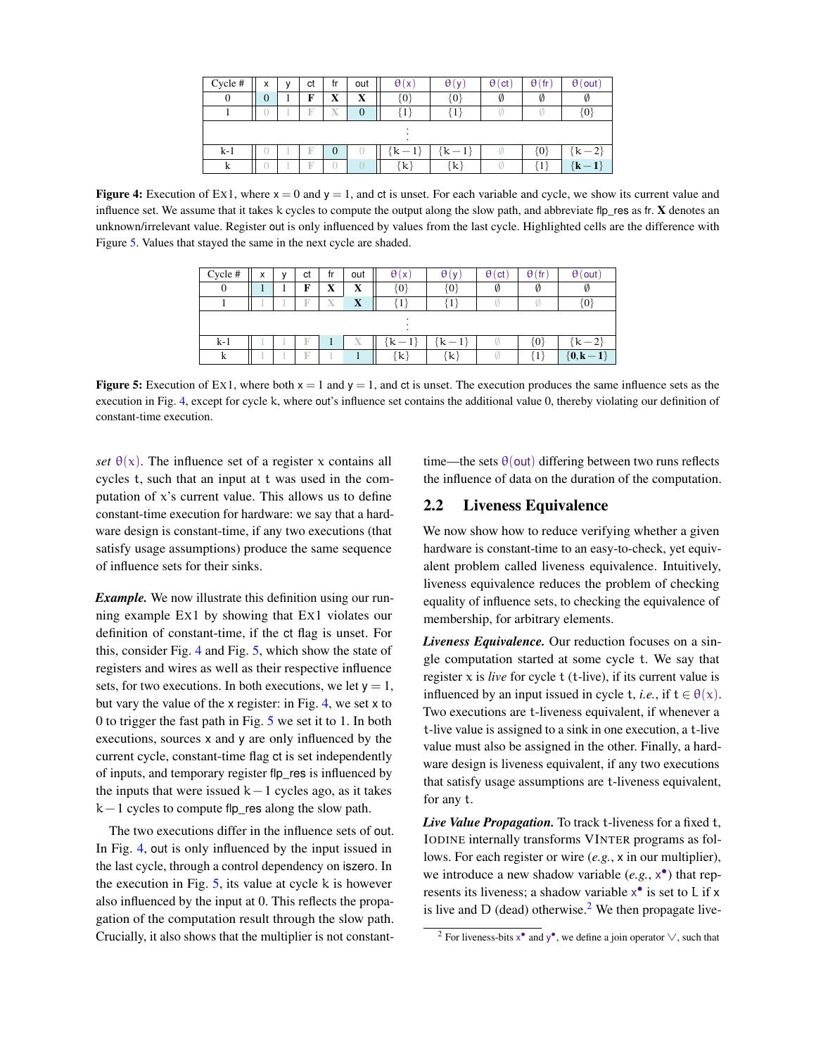| Cycle # | x | y | ct | fr | out | θ(x) | θ(y) | θ(ct) | θ(fr) | θ(out) |
|---|---|---|---|---|---|---|---|---|---|---|
| 0 | 0 | 1 | **F** | **X** | **X** | {0} | {0} | ∅ | ∅ | ∅ |
| 1 | 0 | 1 | F | X | 0 | {1} | {1} | ∅ | ∅ | {0} |
| ⋮ | | | | | | | | | | |
| k-1 | 0 | 1 | F | 0 | 0 | {k−1} | {k−1} | ∅ | {0} | {k−2} |
| k | 0 | 1 | F | 0 | 0 | {k} | {k} | ∅ | {1} | **{k−1}** |

**Figure 4:** Execution of Ex1, where $x = 0$ and $y = 1$, and ct is unset. For each variable and cycle, we show its current value and influence set. We assume that it takes k cycles to compute the output along the slow path, and abbreviate flp_res as fr. **X** denotes an unknown/irrelevant value. Register out is only influenced by values from the last cycle. Highlighted cells are the difference with Figure 5. Values that stayed the same in the next cycle are shaded.

| Cycle # | x | y | ct | fr | out | θ(x) | θ(y) | θ(ct) | θ(fr) | θ(out) |
|---|---|---|---|---|---|---|---|---|---|---|
| 0 | 1 | 1 | **F** | **X** | **X** | {0} | {0} | ∅ | ∅ | ∅ |
| 1 | 1 | 1 | F | X | **X** | {1} | {1} | ∅ | ∅ | {0} |
| ⋮ | | | | | | | | | | |
| k-1 | 1 | 1 | F | 1 | X | {k−1} | {k−1} | ∅ | {0} | {k−2} |
| k | 1 | 1 | F | 1 | 1 | {k} | {k} | ∅ | {1} | **{0,k−1}** |

**Figure 5:** Execution of Ex1, where both $x = 1$ and $y = 1$, and ct is unset. The execution produces the same influence sets as the execution in Fig. 4, except for cycle k, where out's influence set contains the additional value 0, thereby violating our definition of constant-time execution.

*set* $\theta(x)$. The influence set of a register x contains all cycles t, such that an input at t was used in the computation of x's current value. This allows us to define constant-time execution for hardware: we say that a hardware design is constant-time, if any two executions (that satisfy usage assumptions) produce the same sequence of influence sets for their sinks.

***Example.*** We now illustrate this definition using our running example Ex1 by showing that Ex1 violates our definition of constant-time, if the ct flag is unset. For this, consider Fig. 4 and Fig. 5, which show the state of registers and wires as well as their respective influence sets, for two executions. In both executions, we let $y = 1$, but vary the value of the x register: in Fig. 4, we set x to 0 to trigger the fast path in Fig. 5 we set it to 1. In both executions, sources x and y are only influenced by the current cycle, constant-time flag ct is set independently of inputs, and temporary register flp_res is influenced by the inputs that were issued $k-1$ cycles ago, as it takes $k-1$ cycles to compute flp_res along the slow path.

The two executions differ in the influence sets of out. In Fig. 4, out is only influenced by the input issued in the last cycle, through a control dependency on iszero. In the execution in Fig. 5, its value at cycle k is however also influenced by the input at 0. This reflects the propagation of the computation result through the slow path. Crucially, it also shows that the multiplier is not constant-time—the sets $\theta(\text{out})$ differing between two runs reflects the influence of data on the duration of the computation.

## 2.2 Liveness Equivalence

We now show how to reduce verifying whether a given hardware is constant-time to an easy-to-check, yet equivalent problem called liveness equivalence. Intuitively, liveness equivalence reduces the problem of checking equality of influence sets, to checking the equivalence of membership, for arbitrary elements.

***Liveness Equivalence.*** Our reduction focuses on a single computation started at some cycle t. We say that register x is *live* for cycle t (t-live), if its current value is influenced by an input issued in cycle t, *i.e.*, if $t \in \theta(x)$. Two executions are t-liveness equivalent, if whenever a t-live value is assigned to a sink in one execution, a t-live value must also be assigned in the other. Finally, a hardware design is liveness equivalent, if any two executions that satisfy usage assumptions are t-liveness equivalent, for any t.

***Live Value Propagation.*** To track t-liveness for a fixed t, Iodine internally transforms Vinter programs as follows. For each register or wire (*e.g.*, x in our multiplier), we introduce a new shadow variable (*e.g.*, $x^{\bullet}$) that represents its liveness; a shadow variable $x^{\bullet}$ is set to L if x is live and D (dead) otherwise.[2] We then propagate live-

[2] For liveness-bits $x^{\bullet}$ and $y^{\bullet}$, we define a join operator $\vee$, such that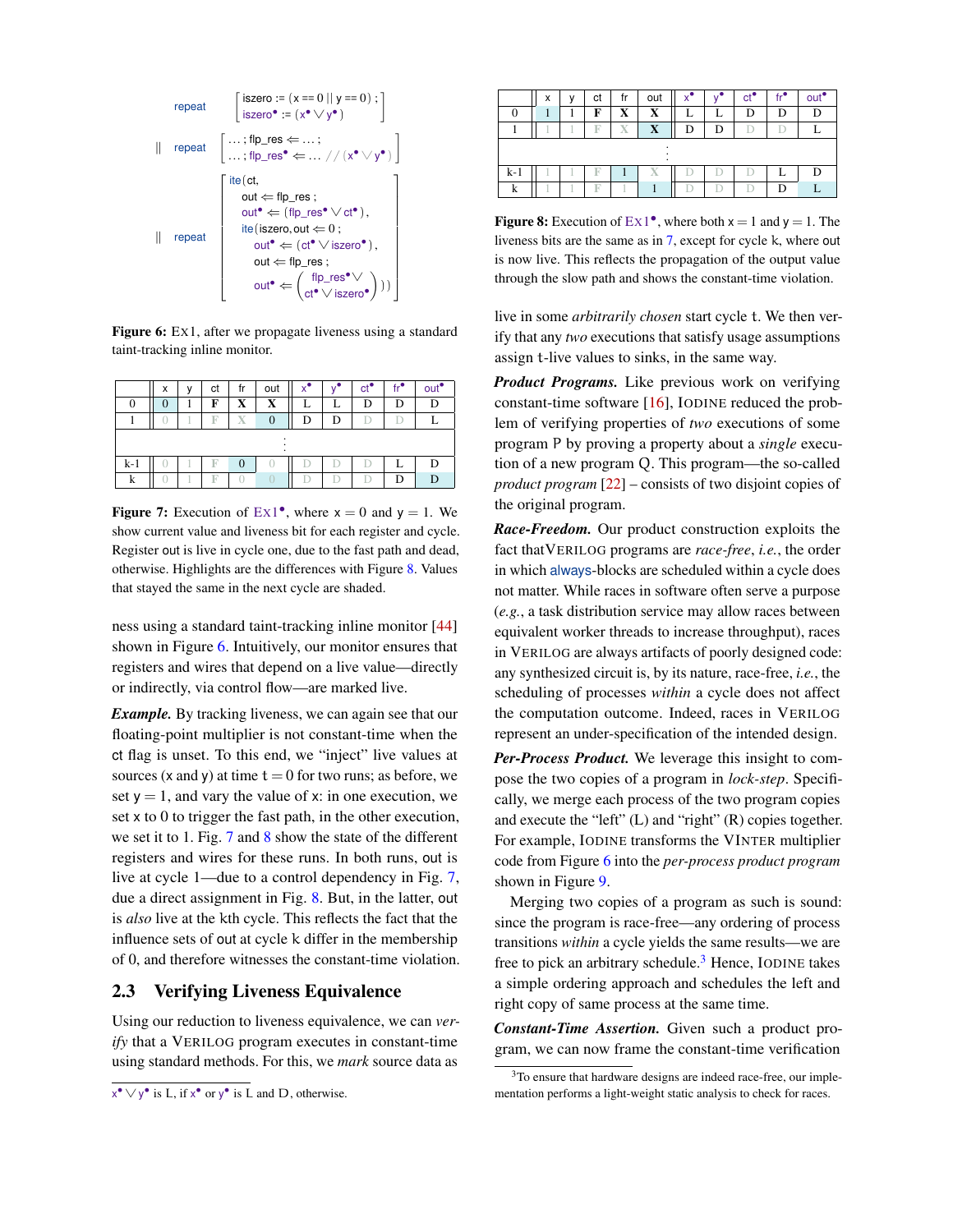```
repeat   [ iszero := (x == 0 || y == 0) ;
           iszero• := (x• ∨ y•) ]

|| repeat [ ... ; flp_res ⇐ ... ;
            ... ; flp_res• ⇐ ... // (x• ∨ y•) ]

|| repeat [ ite(ct,
              out ⇐ flp_res ;
              out• ⇐ (flp_res• ∨ ct•),
            ite(iszero, out ⇐ 0 ;
              out• ⇐ (ct• ∨ iszero•),
              out ⇐ flp_res ;
              out• ⇐ (flp_res• ∨
                      ct• ∨ iszero•) )) ]
```

**Figure 6:** EX1, after we propagate liveness using a standard taint-tracking inline monitor.

| | x | y | ct | fr | out | $x^\bullet$ | $y^\bullet$ | $ct^\bullet$ | $fr^\bullet$ | $out^\bullet$ |
|---|---|---|---|---|---|---|---|---|---|---|
| 0 | 0 | 1 | **F** | **X** | **X** | L | L | D | D | D |
| 1 | 0 | 1 | F | X | 0 | D | D | D | D | L |
| | | | | | ⋮ | | | | | |
| k-1 | 0 | 1 | F | 0 | 0 | D | D | D | L | D |
| k | 0 | 1 | F | 0 | 0 | D | D | D | D | D |

**Figure 7:** Execution of $EX1^\bullet$, where $x = 0$ and $y = 1$. We show current value and liveness bit for each register and cycle. Register out is live in cycle one, due to the fast path and dead, otherwise. Highlights are the differences with Figure 8. Values that stayed the same in the next cycle are shaded.

| | x | y | ct | fr | out | $x^\bullet$ | $y^\bullet$ | $ct^\bullet$ | $fr^\bullet$ | $out^\bullet$ |
|---|---|---|---|---|---|---|---|---|---|---|
| 0 | 1 | 1 | **F** | **X** | **X** | L | L | D | D | D |
| 1 | 1 | 1 | F | X | **X** | D | D | D | D | L |
| | | | | | ⋮ | | | | | |
| k-1 | 1 | 1 | F | 1 | X | D | D | D | L | D |
| k | 1 | 1 | F | 1 | 1 | D | D | D | D | L |

**Figure 8:** Execution of $EX1^\bullet$, where both $x = 1$ and $y = 1$. The liveness bits are the same as in 7, except for cycle k, where out is now live. This reflects the propagation of the output value through the slow path and shows the constant-time violation.

ness using a standard taint-tracking inline monitor [44] shown in Figure 6. Intuitively, our monitor ensures that registers and wires that depend on a live value—directly or indirectly, via control flow—are marked live.

***Example.*** By tracking liveness, we can again see that our floating-point multiplier is not constant-time when the ct flag is unset. To this end, we "inject" live values at sources (x and y) at time $t = 0$ for two runs; as before, we set $y = 1$, and vary the value of x: in one execution, we set x to 0 to trigger the fast path, in the other execution, we set it to 1. Fig. 7 and 8 show the state of the different registers and wires for these runs. In both runs, out is live at cycle 1—due to a control dependency in Fig. 7, due a direct assignment in Fig. 8. But, in the latter, out is *also* live at the kth cycle. This reflects the fact that the influence sets of out at cycle k differ in the membership of 0, and therefore witnesses the constant-time violation.

### 2.3 Verifying Liveness Equivalence

Using our reduction to liveness equivalence, we can *verify* that a VERILOG program executes in constant-time using standard methods. For this, we *mark* source data as live in some *arbitrarily chosen* start cycle t. We then verify that any *two* executions that satisfy usage assumptions assign t-live values to sinks, in the same way.

***Product Programs.*** Like previous work on verifying constant-time software [16], IODINE reduced the problem of verifying properties of *two* executions of some program P by proving a property about a *single* execution of a new program Q. This program—the so-called *product program* [22] – consists of two disjoint copies of the original program.

***Race-Freedom.*** Our product construction exploits the fact thatVERILOG programs are *race-free*, *i.e.*, the order in which always-blocks are scheduled within a cycle does not matter. While races in software often serve a purpose (*e.g.*, a task distribution service may allow races between equivalent worker threads to increase throughput), races in VERILOG are always artifacts of poorly designed code: any synthesized circuit is, by its nature, race-free, *i.e.*, the scheduling of processes *within* a cycle does not affect the computation outcome. Indeed, races in VERILOG represent an under-specification of the intended design.

***Per-Process Product.*** We leverage this insight to compose the two copies of a program in *lock-step*. Specifically, we merge each process of the two program copies and execute the "left" (L) and "right" (R) copies together. For example, IODINE transforms the VINTER multiplier code from Figure 6 into the *per-process product program* shown in Figure 9.

Merging two copies of a program as such is sound: since the program is race-free—any ordering of process transitions *within* a cycle yields the same results—we are free to pick an arbitrary schedule.[3] Hence, IODINE takes a simple ordering approach and schedules the left and right copy of same process at the same time.

***Constant-Time Assertion.*** Given such a product program, we can now frame the constant-time verification

---

$x^\bullet \vee y^\bullet$ is L, if $x^\bullet$ or $y^\bullet$ is L and D, otherwise.

[3] To ensure that hardware designs are indeed race-free, our implementation performs a light-weight static analysis to check for races.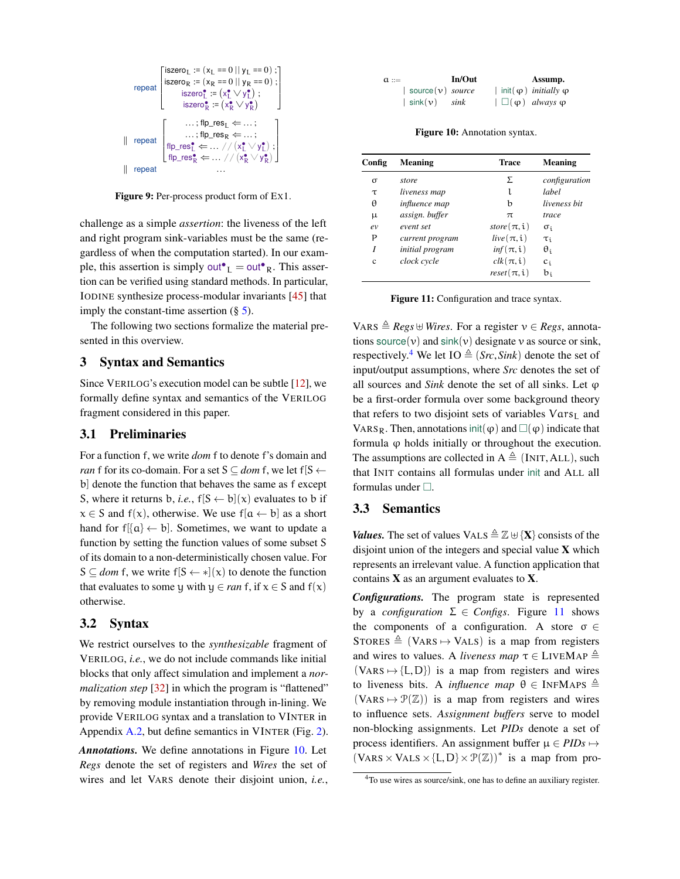```
repeat [ iszero_L := (x_L == 0 || y_L == 0) ;
         iszero_R := (x_R == 0 || y_R == 0) ;
         iszero•_L := (x•_L ∨ y•_L) ;
         iszero•_R := (x•_R ∨ y•_R) ]

|| repeat [ ... ; flp_res_L ⇐ ... ;
            ... ; flp_res_R ⇐ ... ;
            flp_res•_L ⇐ ... // (x•_L ∨ y•_L) ;
            flp_res•_R ⇐ ... // (x•_R ∨ y•_R) ]

|| repeat   ...
```

**Figure 9:** Per-process product form of EX1.

challenge as a simple *assertion*: the liveness of the left and right program sink-variables must be the same (regardless of when the computation started). In our example, this assertion is simply $\mathsf{out}^\bullet{}_L = \mathsf{out}^\bullet{}_R$. This assertion can be verified using standard methods. In particular, IODINE synthesize process-modular invariants [45] that imply the constant-time assertion (§ 5).

The following two sections formalize the material presented in this overview.

## 3 Syntax and Semantics

Since VERILOG's execution model can be subtle [12], we formally define syntax and semantics of the VERILOG fragment considered in this paper.

### 3.1 Preliminaries

For a function f, we write *dom* f to denote f's domain and *ran* f for its co-domain. For a set $S \subseteq dom\ f$, we let $f[S \leftarrow b]$ denote the function that behaves the same as f except S, where it returns b, *i.e.*, $f[S \leftarrow b](x)$ evaluates to b if $x \in S$ and $f(x)$, otherwise. We use $f[a \leftarrow b]$ as a short hand for $f[\{a\} \leftarrow b]$. Sometimes, we want to update a function by setting the function values of some subset S of its domain to a non-deterministically chosen value. For $S \subseteq dom\ f$, we write $f[S \leftarrow *](x)$ to denote the function that evaluates to some y with $y \in ran\ f$, if $x \in S$ and $f(x)$ otherwise.

### 3.2 Syntax

We restrict ourselves to the *synthesizable* fragment of VERILOG, *i.e.*, we do not include commands like initial blocks that only affect simulation and implement a *normalization step* [32] in which the program is "flattened" by removing module instantiation through in-lining. We provide VERILOG syntax and a translation to VINTER in Appendix A.2, but define semantics in VINTER (Fig. 2).

***Annotations.*** We define annotations in Figure 10. Let *Regs* denote the set of registers and *Wires* the set of wires and let VARS denote their disjoint union, *i.e.*, $\text{VARS} \triangleq Regs \uplus Wires$. For a register $v \in Regs$, annotations $\mathsf{source}(v)$ and $\mathsf{sink}(v)$ designate v as source or sink, respectively.[4] We let $\text{IO} \triangleq (Src, Sink)$ denote the set of input/output assumptions, where *Src* denotes the set of all sources and *Sink* denote the set of all sinks. Let φ be a first-order formula over some background theory that refers to two disjoint sets of variables $\text{Vars}_L$ and $\text{VARS}_R$. Then, annotations $\mathsf{init}(\varphi)$ and $\Box(\varphi)$ indicate that formula φ holds initially or throughout the execution. The assumptions are collected in $A \triangleq (\text{INIT}, \text{ALL})$, such that INIT contains all formulas under init and ALL all formulas under □.

| $a ::=$ | In/Out | | Assump. | |
|---|---|---|---|---|
| | $\mid$ source$(v)$ | *source* | $\mid$ init$(\varphi)$ | *initially* φ |
| | $\mid$ sink$(v)$ | *sink* | $\mid$ $\Box(\varphi)$ | *always* φ |

**Figure 10:** Annotation syntax.

| Config | Meaning | Trace | Meaning |
|---|---|---|---|
| σ | *store* | Σ | *configuration* |
| τ | *liveness map* | l | *label* |
| θ | *influence map* | b | *liveness bit* |
| μ | *assign. buffer* | π | *trace* |
| *ev* | *event set* | *store*(π, i) | $\sigma_i$ |
| P | *current program* | *live*(π, i) | $\tau_i$ |
| *I* | *initial program* | *inf*(π, i) | $\theta_i$ |
| c | *clock cycle* | *clk*(π, i) | $c_i$ |
| | | *reset*(π, i) | $b_i$ |

**Figure 11:** Configuration and trace syntax.

### 3.3 Semantics

***Values.*** The set of values $\text{VALS} \triangleq \mathbb{Z} \uplus \{\mathbf{X}\}$ consists of the disjoint union of the integers and special value **X** which represents an irrelevant value. A function application that contains **X** as an argument evaluates to **X**.

***Configurations.*** The program state is represented by a *configuration* $\Sigma \in Configs$. Figure 11 shows the components of a configuration. A store $\sigma \in \text{STORES} \triangleq (\text{VARS} \mapsto \text{VALS})$ is a map from registers and wires to values. A *liveness map* $\tau \in \text{LIVEMAP} \triangleq (\text{VARS} \mapsto \{L, D\})$ is a map from registers and wires to liveness bits. A *influence map* $\theta \in \text{INFMAPS} \triangleq (\text{VARS} \mapsto \mathcal{P}(\mathbb{Z}))$ is a map from registers and wires to influence sets. *Assignment buffers* serve to model non-blocking assignments. Let *PIDs* denote a set of process identifiers. An assignment buffer $\mu \in PIDs \mapsto (\text{VARS} \times \text{VALS} \times \{L, D\} \times \mathcal{P}(\mathbb{Z}))^*$ is a map from pro-

[4] To use wires as source/sink, one has to define an auxiliary register.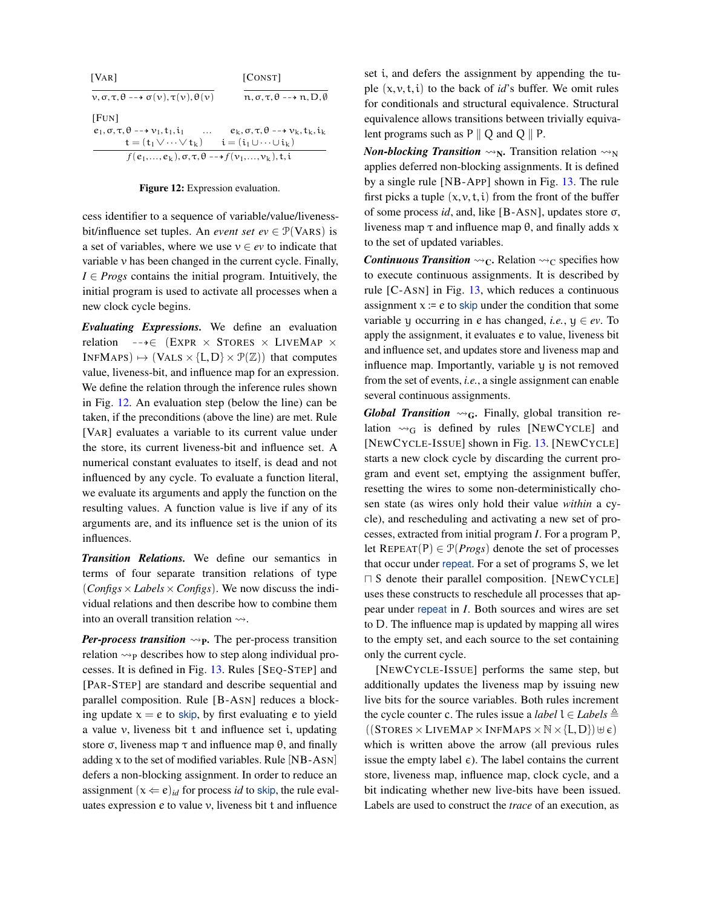$$\frac{}{v, \sigma, \tau, \theta \dashrightarrow \sigma(v), \tau(v), \theta(v)} \text{[VAR]} \qquad \frac{}{n, \sigma, \tau, \theta \dashrightarrow n, D, \emptyset} \text{[CONST]}$$

$$\frac{e_1, \sigma, \tau, \theta \dashrightarrow v_1, t_1, i_1 \quad \ldots \quad e_k, \sigma, \tau, \theta \dashrightarrow v_k, t_k, i_k \qquad t = (t_1 \vee \cdots \vee t_k) \quad i = (i_1 \cup \cdots \cup i_k)}{f(e_1, \ldots, e_k), \sigma, \tau, \theta \dashrightarrow f(v_1, \ldots, v_k), t, i} \text{[FUN]}$$

**Figure 12:** Expression evaluation.

cess identifier to a sequence of variable/value/liveness-bit/influence set tuples. An *event set* $ev \in \mathcal{P}(\text{VARS})$ is a set of variables, where we use $v \in ev$ to indicate that variable $v$ has been changed in the current cycle. Finally, $I \in \mathit{Progs}$ contains the initial program. Intuitively, the initial program is used to activate all processes when a new clock cycle begins.

***Evaluating Expressions.*** We define an evaluation relation $\dashrightarrow \in (\text{EXPR} \times \text{STORES} \times \text{LIVEMAP} \times \text{INFMAPS}) \mapsto (\text{VALS} \times \{L, D\} \times \mathcal{P}(\mathbb{Z}))$ that computes value, liveness-bit, and influence map for an expression. We define the relation through the inference rules shown in Fig. 12. An evaluation step (below the line) can be taken, if the preconditions (above the line) are met. Rule [VAR] evaluates a variable to its current value under the store, its current liveness-bit and influence set. A numerical constant evaluates to itself, is dead and not influenced by any cycle. To evaluate a function literal, we evaluate its arguments and apply the function on the resulting values. A function value is live if any of its arguments are, and its influence set is the union of its influences.

***Transition Relations.*** We define our semantics in terms of four separate transition relations of type $(\mathit{Configs} \times \mathit{Labels} \times \mathit{Configs})$. We now discuss the individual relations and then describe how to combine them into an overall transition relation $\rightsquigarrow$.

***Per-process transition*** $\rightsquigarrow_\mathbf{P}$**.** The per-process transition relation $\rightsquigarrow_P$ describes how to step along individual processes. It is defined in Fig. 13. Rules [SEQ-STEP] and [PAR-STEP] are standard and describe sequential and parallel composition. Rule [B-ASN] reduces a blocking update $x = e$ to skip, by first evaluating $e$ to yield a value $v$, liveness bit $t$ and influence set $i$, updating store $\sigma$, liveness map $\tau$ and influence map $\theta$, and finally adding $x$ to the set of modified variables. Rule [NB-ASN] defers a non-blocking assignment. In order to reduce an assignment $(x \Leftarrow e)_{id}$ for process *id* to skip, the rule evaluates expression $e$ to value $v$, liveness bit $t$ and influence set $i$, and defers the assignment by appending the tuple $(x, v, t, i)$ to the back of *id*'s buffer. We omit rules for conditionals and structural equivalence. Structural equivalence allows transitions between trivially equivalent programs such as $P \parallel Q$ and $Q \parallel P$.

***Non-blocking Transition*** $\rightsquigarrow_\mathbf{N}$**.** Transition relation $\rightsquigarrow_N$ applies deferred non-blocking assignments. It is defined by a single rule [NB-APP] shown in Fig. 13. The rule first picks a tuple $(x, v, t, i)$ from the front of the buffer of some process *id*, and, like [B-ASN], updates store $\sigma$, liveness map $\tau$ and influence map $\theta$, and finally adds $x$ to the set of updated variables.

***Continuous Transition*** $\rightsquigarrow_\mathbf{C}$**.** Relation $\rightsquigarrow_C$ specifies how to execute continuous assignments. It is described by rule [C-ASN] in Fig. 13, which reduces a continuous assignment $x := e$ to skip under the condition that some variable $y$ occurring in $e$ has changed, *i.e.*, $y \in ev$. To apply the assignment, it evaluates $e$ to value, liveness bit and influence set, and updates store and liveness map and influence map. Importantly, variable $y$ is not removed from the set of events, *i.e.*, a single assignment can enable several continuous assignments.

***Global Transition*** $\rightsquigarrow_\mathbf{G}$**.** Finally, global transition relation $\rightsquigarrow_G$ is defined by rules [NEWCYCLE] and [NEWCYCLE-ISSUE] shown in Fig. 13. [NEWCYCLE] starts a new clock cycle by discarding the current program and event set, emptying the assignment buffer, resetting the wires to some non-deterministically chosen state (as wires only hold their value *within* a cycle), and rescheduling and activating a new set of processes, extracted from initial program $I$. For a program $P$, let $\text{REPEAT}(P) \in \mathcal{P}(\mathit{Progs})$ denote the set of processes that occur under repeat. For a set of programs $S$, we let $\sqcap S$ denote their parallel composition. [NEWCYCLE] uses these constructs to reschedule all processes that appear under repeat in $I$. Both sources and wires are set to $D$. The influence map is updated by mapping all wires to the empty set, and each source to the set containing only the current cycle.

[NEWCYCLE-ISSUE] performs the same step, but additionally updates the liveness map by issuing new live bits for the source variables. Both rules increment the cycle counter $c$. The rules issue a *label* $l \in \mathit{Labels} \triangleq ((\text{STORES} \times \text{LIVEMAP} \times \text{INFMAPS} \times \mathbb{N} \times \{L, D\}) \uplus \epsilon)$ which is written above the arrow (all previous rules issue the empty label $\epsilon$). The label contains the current store, liveness map, influence map, clock cycle, and a bit indicating whether new live-bits have been issued. Labels are used to construct the *trace* of an execution, as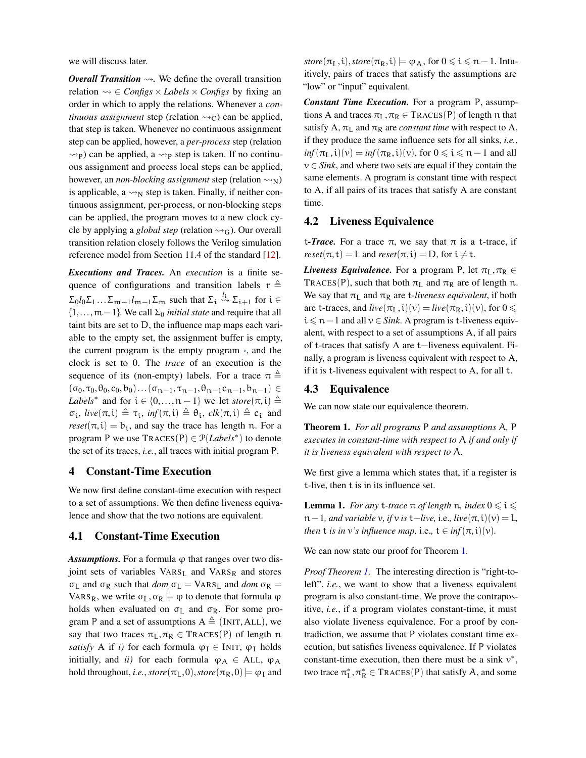we will discuss later.

***Overall Transition*** $\rightsquigarrow$. We define the overall transition relation $\rightsquigarrow \in Configs \times Labels \times Configs$ by fixing an order in which to apply the relations. Whenever a *continuous assignment* step (relation $\rightsquigarrow_C$) can be applied, that step is taken. Whenever no continuous assignment step can be applied, however, a *per-process* step (relation $\rightsquigarrow_P$) can be applied, a $\rightsquigarrow_P$ step is taken. If no continuous assignment and process local steps can be applied, however, an *non-blocking assignment* step (relation $\rightsquigarrow_N$) is applicable, a $\rightsquigarrow_N$ step is taken. Finally, if neither continuous assignment, per-process, or non-blocking steps can be applied, the program moves to a new clock cycle by applying a *global step* (relation $\rightsquigarrow_G$). Our overall transition relation closely follows the Verilog simulation reference model from Section 11.4 of the standard [12].

***Executions and Traces.*** An *execution* is a finite sequence of configurations and transition labels $r \triangleq \Sigma_0 l_0 \Sigma_1 \ldots \Sigma_{m-1} l_{m-1} \Sigma_m$ such that $\Sigma_i \overset{l_i}{\rightsquigarrow} \Sigma_{i+1}$ for $i \in \{1, \ldots, m-1\}$. We call $\Sigma_0$ *initial state* and require that all taint bits are set to D, the influence map maps each variable to the empty set, the assignment buffer is empty, the current program is the empty program $\cdot$, and the clock is set to 0. The *trace* of an execution is the sequence of its (non-empty) labels. For a trace $\pi \triangleq (\sigma_0, \tau_0, \theta_0, c_0, b_0) \ldots (\sigma_{n-1}, \tau_{n-1}, \theta_{n-1} c_{n-1}, b_{n-1}) \in Labels^*$ and for $i \in \{0, \ldots, n-1\}$ we let $store(\pi, i) \triangleq \sigma_i$, $live(\pi, i) \triangleq \tau_i$, $inf(\pi, i) \triangleq \theta_i$, $clk(\pi, i) \triangleq c_i$ and $reset(\pi, i) = b_i$, and say the trace has length $n$. For a program P we use $\text{TRACES}(P) \in \mathcal{P}(Labels^*)$ to denote the set of its traces, *i.e.*, all traces with initial program P.

## 4 Constant-Time Execution

We now first define constant-time execution with respect to a set of assumptions. We then define liveness equivalence and show that the two notions are equivalent.

### 4.1 Constant-Time Execution

***Assumptions.*** For a formula $\varphi$ that ranges over two disjoint sets of variables $\text{VARS}_L$ and $\text{VARS}_R$ and stores $\sigma_L$ and $\sigma_R$ such that $dom\ \sigma_L = \text{VARS}_L$ and $dom\ \sigma_R = \text{VARS}_R$, we write $\sigma_L, \sigma_R \models \varphi$ to denote that formula $\varphi$ holds when evaluated on $\sigma_L$ and $\sigma_R$. For some program P and a set of assumptions $A \triangleq (\text{INIT}, \text{ALL})$, we say that two traces $\pi_L, \pi_R \in \text{TRACES}(P)$ of length $n$ *satisfy* A if *i)* for each formula $\varphi_I \in \text{INIT}$, $\varphi_I$ holds initially, and *ii)* for each formula $\varphi_A \in \text{ALL}$, $\varphi_A$ hold throughout, *i.e.*, $store(\pi_L, 0), store(\pi_R, 0) \models \varphi_I$ and $store(\pi_L, i), store(\pi_R, i) \models \varphi_A$, for $0 \leqslant i \leqslant n-1$. Intuitively, pairs of traces that satisfy the assumptions are "low" or "input" equivalent.

***Constant Time Execution.*** For a program P, assumptions A and traces $\pi_L, \pi_R \in \text{TRACES}(P)$ of length $n$ that satisfy A, $\pi_L$ and $\pi_R$ are *constant time* with respect to A, if they produce the same influence sets for all sinks, *i.e.*, $inf(\pi_L, i)(v) = inf(\pi_R, i)(v)$, for $0 \leqslant i \leqslant n-1$ and all $v \in Sink$, and where two sets are equal if they contain the same elements. A program is constant time with respect to A, if all pairs of its traces that satisfy A are constant time.

### 4.2 Liveness Equivalence

**t*-Trace.*** For a trace $\pi$, we say that $\pi$ is a t-trace, if $reset(\pi, t) = L$ and $reset(\pi, i) = D$, for $i \neq t$.

***Liveness Equivalence.*** For a program P, let $\pi_L, \pi_R \in \text{TRACES}(P)$, such that both $\pi_L$ and $\pi_R$ are of length $n$. We say that $\pi_L$ and $\pi_R$ are t-*liveness equivalent*, if both are t-traces, and $live(\pi_L, i)(v) = live(\pi_R, i)(v)$, for $0 \leqslant i \leqslant n-1$ and all $v \in Sink$. A program is t-liveness equivalent, with respect to a set of assumptions A, if all pairs of t-traces that satisfy A are t−liveness equivalent. Finally, a program is liveness equivalent with respect to A, if it is t-liveness equivalent with respect to A, for all t.

### 4.3 Equivalence

We can now state our equivalence theorem.

**Theorem 1.** *For all programs* P *and assumptions* A, P *executes in constant-time with respect to* A *if and only if it is liveness equivalent with respect to* A.

We first give a lemma which states that, if a register is t-live, then t is in its influence set.

**Lemma 1.** *For any* t*-trace* $\pi$ *of length* $n$*, index* $0 \leqslant i \leqslant n-1$*, and variable* $v$*, if* $v$ *is* t*−live,* i.e.*,* $live(\pi, i)(v) = L$*, then* t *is in* $v$*'s influence map,* i.e.*,* $t \in inf(\pi, i)(v)$.

We can now state our proof for Theorem 1.

*Proof Theorem 1.* The interesting direction is "right-to-left", *i.e.*, we want to show that a liveness equivalent program is also constant-time. We prove the contrapositive, *i.e.*, if a program violates constant-time, it must also violate liveness equivalence. For a proof by contradiction, we assume that P violates constant time execution, but satisfies liveness equivalence. If P violates constant-time execution, then there must be a sink $v^*$, two trace $\pi_L^*, \pi_R^* \in \text{TRACES}(P)$ that satisfy A, and some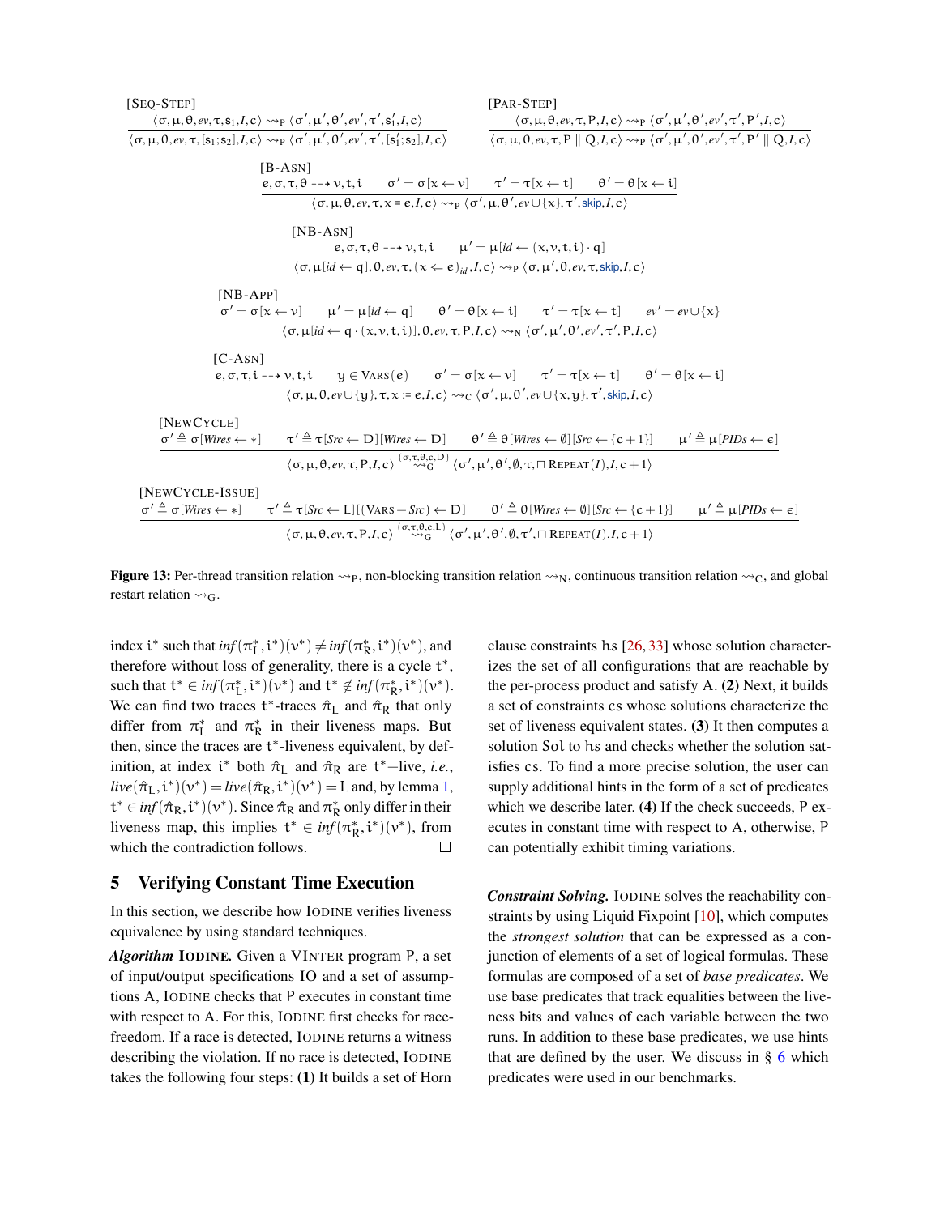[Seq-Step]

$$\frac{\langle \sigma,\mu,\theta,ev,\tau,s_1,I,c\rangle \rightsquigarrow_P \langle \sigma',\mu',\theta',ev',\tau',s_1',I,c\rangle}{\langle \sigma,\mu,\theta,ev,\tau,[s_1;s_2],I,c\rangle \rightsquigarrow_P \langle \sigma',\mu',\theta',ev',\tau',[s_1';s_2],I,c\rangle}$$

[Par-Step]

$$\frac{\langle \sigma,\mu,\theta,ev,\tau,P,I,c\rangle \rightsquigarrow_P \langle \sigma',\mu',\theta',ev',\tau',P',I,c\rangle}{\langle \sigma,\mu,\theta,ev,\tau,P \parallel Q,I,c\rangle \rightsquigarrow_P \langle \sigma',\mu',\theta',ev',\tau',P' \parallel Q,I,c\rangle}$$

[B-Asn]

$$\frac{e,\sigma,\tau,\theta \dashrightarrow v,t,i \qquad \sigma' = \sigma[x \leftarrow v] \qquad \tau' = \tau[x \leftarrow t] \qquad \theta' = \theta[x \leftarrow i]}{\langle \sigma,\mu,\theta,ev,\tau,x = e,I,c\rangle \rightsquigarrow_P \langle \sigma',\mu,\theta',ev \cup \{x\},\tau',\mathsf{skip},I,c\rangle}$$

[NB-Asn]

$$\frac{e,\sigma,\tau,\theta \dashrightarrow v,t,i \qquad \mu' = \mu[id \leftarrow (x,v,t,i)\cdot q]}{\langle \sigma,\mu[id \leftarrow q],\theta,ev,\tau,(x \Leftarrow e)_{id},I,c\rangle \rightsquigarrow_P \langle \sigma,\mu',\theta,ev,\tau,\mathsf{skip},I,c\rangle}$$

[NB-App]

$$\frac{\sigma' = \sigma[x \leftarrow v] \qquad \mu' = \mu[id \leftarrow q] \qquad \theta' = \theta[x \leftarrow i] \qquad \tau' = \tau[x \leftarrow t] \qquad ev' = ev \cup \{x\}}{\langle \sigma,\mu[id \leftarrow q\cdot(x,v,t,i)],\theta,ev,\tau,P,I,c\rangle \rightsquigarrow_N \langle \sigma',\mu',\theta',ev',\tau',P,I,c\rangle}$$

[C-Asn]

$$\frac{e,\sigma,\tau,i \dashrightarrow v,t,i \qquad y \in \textsc{Vars}(e) \qquad \sigma' = \sigma[x \leftarrow v] \qquad \tau' = \tau[x \leftarrow t] \qquad \theta' = \theta[x \leftarrow i]}{\langle \sigma,\mu,\theta,ev \cup \{y\},\tau,x := e,I,c\rangle \rightsquigarrow_C \langle \sigma',\mu,\theta',ev \cup \{x,y\},\tau',\mathsf{skip},I,c\rangle}$$

[NewCycle]

$$\frac{\sigma' \triangleq \sigma[Wires \leftarrow *] \qquad \tau' \triangleq \tau[Src \leftarrow \mathrm{D}][Wires \leftarrow \mathrm{D}] \qquad \theta' \triangleq \theta[Wires \leftarrow \emptyset][Src \leftarrow \{c+1\}] \qquad \mu' \triangleq \mu[PIDs \leftarrow \epsilon]}{\langle \sigma,\mu,\theta,ev,\tau,P,I,c\rangle \overset{(\sigma,\tau,\theta,c,\mathrm{D})}{\rightsquigarrow_G} \langle \sigma',\mu',\theta',\emptyset,\tau,\sqcap\,\textsc{Repeat}(I),I,c+1\rangle}$$

[NewCycle-Issue]

$$\frac{\sigma' \triangleq \sigma[Wires \leftarrow *] \qquad \tau' \triangleq \tau[Src \leftarrow \mathrm{L}][(\textsc{Vars} - Src) \leftarrow \mathrm{D}] \qquad \theta' \triangleq \theta[Wires \leftarrow \emptyset][Src \leftarrow \{c+1\}] \qquad \mu' \triangleq \mu[PIDs \leftarrow \epsilon]}{\langle \sigma,\mu,\theta,ev,\tau,P,I,c\rangle \overset{(\sigma,\tau,\theta,c,\mathrm{L})}{\rightsquigarrow_G} \langle \sigma',\mu',\theta',\emptyset,\tau',\sqcap\,\textsc{Repeat}(I),I,c+1\rangle}$$

**Figure 13:** Per-thread transition relation $\rightsquigarrow_P$, non-blocking transition relation $\rightsquigarrow_N$, continuous transition relation $\rightsquigarrow_C$, and global restart relation $\rightsquigarrow_G$.

index $i^*$ such that $inf(\pi_L^*, i^*)(v^*) \neq inf(\pi_R^*, i^*)(v^*)$, and therefore without loss of generality, there is a cycle $t^*$, such that $t^* \in inf(\pi_L^*, i^*)(v^*)$ and $t^* \notin inf(\pi_R^*, i^*)(v^*)$. We can find two traces $t^*$-traces $\hat{\pi}_L$ and $\hat{\pi}_R$ that only differ from $\pi_L^*$ and $\pi_R^*$ in their liveness maps. But then, since the traces are $t^*$-liveness equivalent, by definition, at index $i^*$ both $\hat{\pi}_L$ and $\hat{\pi}_R$ are $t^*$−live, *i.e.*, $live(\hat{\pi}_L, i^*)(v^*) = live(\hat{\pi}_R, i^*)(v^*) = \mathrm{L}$ and, by lemma 1, $t^* \in inf(\hat{\pi}_R, i^*)(v^*)$. Since $\hat{\pi}_R$ and $\pi_R^*$ only differ in their liveness map, this implies $t^* \in inf(\pi_R^*, i^*)(v^*)$, from which the contradiction follows. □

## 5 Verifying Constant Time Execution

In this section, we describe how IODINE verifies liveness equivalence by using standard techniques.

***Algorithm* IODINE.** Given a VINTER program P, a set of input/output specifications IO and a set of assumptions A, IODINE checks that P executes in constant time with respect to A. For this, IODINE first checks for race-freedom. If a race is detected, IODINE returns a witness describing the violation. If no race is detected, IODINE takes the following four steps: **(1)** It builds a set of Horn clause constraints hs [26, 33] whose solution characterizes the set of all configurations that are reachable by the per-process product and satisfy A. **(2)** Next, it builds a set of constraints cs whose solutions characterize the set of liveness equivalent states. **(3)** It then computes a solution Sol to hs and checks whether the solution satisfies cs. To find a more precise solution, the user can supply additional hints in the form of a set of predicates which we describe later. **(4)** If the check succeeds, P executes in constant time with respect to A, otherwise, P can potentially exhibit timing variations.

***Constraint Solving.*** IODINE solves the reachability constraints by using Liquid Fixpoint [10], which computes the *strongest solution* that can be expressed as a conjunction of elements of a set of logical formulas. These formulas are composed of a set of *base predicates*. We use base predicates that track equalities between the liveness bits and values of each variable between the two runs. In addition to these base predicates, we use hints that are defined by the user. We discuss in § 6 which predicates were used in our benchmarks.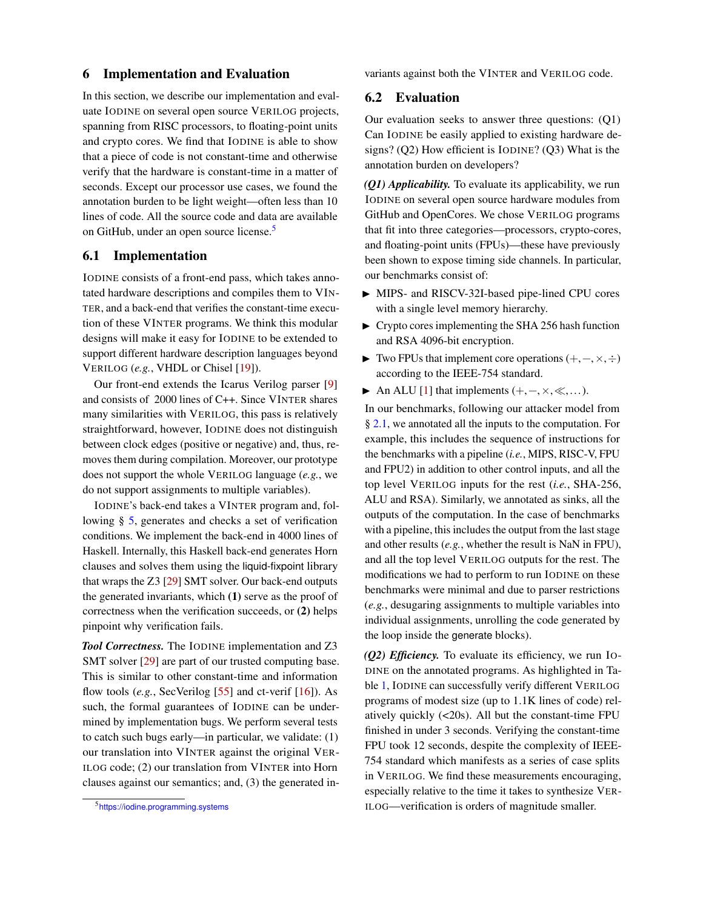## 6 Implementation and Evaluation

In this section, we describe our implementation and evaluate IODINE on several open source VERILOG projects, spanning from RISC processors, to floating-point units and crypto cores. We find that IODINE is able to show that a piece of code is not constant-time and otherwise verify that the hardware is constant-time in a matter of seconds. Except our processor use cases, we found the annotation burden to be light weight—often less than 10 lines of code. All the source code and data are available on GitHub, under an open source license.[5]

### 6.1 Implementation

IODINE consists of a front-end pass, which takes annotated hardware descriptions and compiles them to VINTER, and a back-end that verifies the constant-time execution of these VINTER programs. We think this modular designs will make it easy for IODINE to be extended to support different hardware description languages beyond VERILOG (*e.g.*, VHDL or Chisel [19]).

Our front-end extends the Icarus Verilog parser [9] and consists of 2000 lines of C++. Since VINTER shares many similarities with VERILOG, this pass is relatively straightforward, however, IODINE does not distinguish between clock edges (positive or negative) and, thus, removes them during compilation. Moreover, our prototype does not support the whole VERILOG language (*e.g.*, we do not support assignments to multiple variables).

IODINE's back-end takes a VINTER program and, following § 5, generates and checks a set of verification conditions. We implement the back-end in 4000 lines of Haskell. Internally, this Haskell back-end generates Horn clauses and solves them using the liquid-fixpoint library that wraps the Z3 [29] SMT solver. Our back-end outputs the generated invariants, which (**1**) serve as the proof of correctness when the verification succeeds, or (**2**) helps pinpoint why verification fails.

***Tool Correctness.*** The IODINE implementation and Z3 SMT solver [29] are part of our trusted computing base. This is similar to other constant-time and information flow tools (*e.g.*, SecVerilog [55] and ct-verif [16]). As such, the formal guarantees of IODINE can be undermined by implementation bugs. We perform several tests to catch such bugs early—in particular, we validate: (1) our translation into VINTER against the original VERILOG code; (2) our translation from VINTER into Horn clauses against our semantics; and, (3) the generated invariants against both the VINTER and VERILOG code.

### 6.2 Evaluation

Our evaluation seeks to answer three questions: (Q1) Can IODINE be easily applied to existing hardware designs? (Q2) How efficient is IODINE? (Q3) What is the annotation burden on developers?

***(Q1) Applicability.*** To evaluate its applicability, we run IODINE on several open source hardware modules from GitHub and OpenCores. We chose VERILOG programs that fit into three categories—processors, crypto-cores, and floating-point units (FPUs)—these have previously been shown to expose timing side channels. In particular, our benchmarks consist of:

- MIPS- and RISCV-32I-based pipe-lined CPU cores with a single level memory hierarchy.
- Crypto cores implementing the SHA 256 hash function and RSA 4096-bit encryption.
- Two FPUs that implement core operations $(+, -, \times, \div)$ according to the IEEE-754 standard.
- An ALU [1] that implements $(+, -, \times, \ll, \dots)$.

In our benchmarks, following our attacker model from § 2.1, we annotated all the inputs to the computation. For example, this includes the sequence of instructions for the benchmarks with a pipeline (*i.e.*, MIPS, RISC-V, FPU and FPU2) in addition to other control inputs, and all the top level VERILOG inputs for the rest (*i.e.*, SHA-256, ALU and RSA). Similarly, we annotated as sinks, all the outputs of the computation. In the case of benchmarks with a pipeline, this includes the output from the last stage and other results (*e.g.*, whether the result is NaN in FPU), and all the top level VERILOG outputs for the rest. The modifications we had to perform to run IODINE on these benchmarks were minimal and due to parser restrictions (*e.g.*, desugaring assignments to multiple variables into individual assignments, unrolling the code generated by the loop inside the generate blocks).

***(Q2) Efficiency.*** To evaluate its efficiency, we run IODINE on the annotated programs. As highlighted in Table 1, IODINE can successfully verify different VERILOG programs of modest size (up to 1.1K lines of code) relatively quickly (<20s). All but the constant-time FPU finished in under 3 seconds. Verifying the constant-time FPU took 12 seconds, despite the complexity of IEEE-754 standard which manifests as a series of case splits in VERILOG. We find these measurements encouraging, especially relative to the time it takes to synthesize VERILOG—verification is orders of magnitude smaller.

[5] https://iodine.programming.systems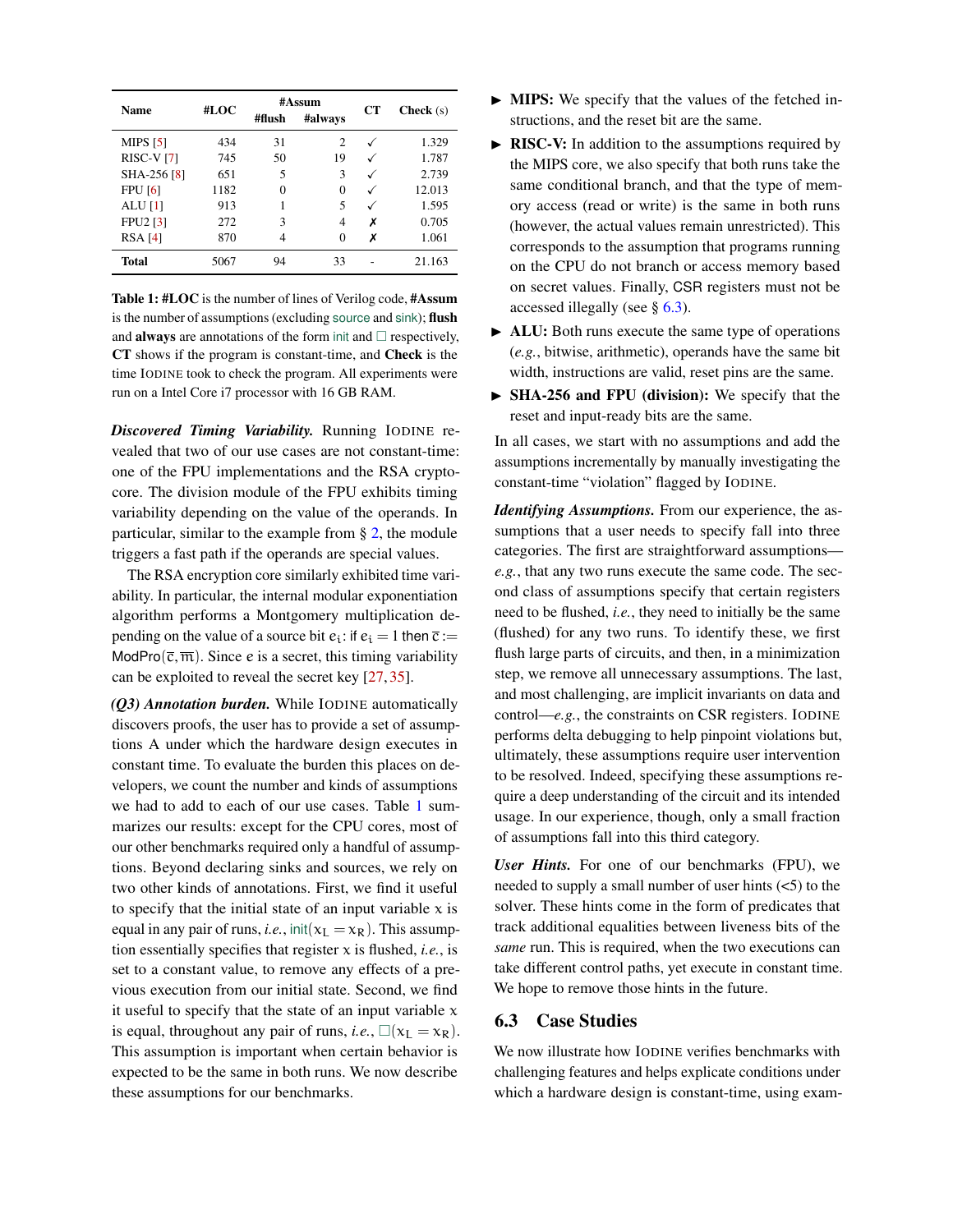| Name | #LOC | #Assum | | CT | Check (s) |
|---|---|---|---|---|---|
| | | #flush | #always | | |
| MIPS [5] | 434 | 31 | 2 | ✓ | 1.329 |
| RISC-V [7] | 745 | 50 | 19 | ✓ | 1.787 |
| SHA-256 [8] | 651 | 5 | 3 | ✓ | 2.739 |
| FPU [6] | 1182 | 0 | 0 | ✓ | 12.013 |
| ALU [1] | 913 | 1 | 5 | ✓ | 1.595 |
| FPU2 [3] | 272 | 3 | 4 | ✗ | 0.705 |
| RSA [4] | 870 | 4 | 0 | ✗ | 1.061 |
| **Total** | 5067 | 94 | 33 | - | 21.163 |

**Table 1: #LOC** is the number of lines of Verilog code, **#Assum** is the number of assumptions (excluding source and sink); **flush** and **always** are annotations of the form init and $\square$ respectively, **CT** shows if the program is constant-time, and **Check** is the time IODINE took to check the program. All experiments were run on a Intel Core i7 processor with 16 GB RAM.

***Discovered Timing Variability.*** Running IODINE revealed that two of our use cases are not constant-time: one of the FPU implementations and the RSA cryptocore. The division module of the FPU exhibits timing variability depending on the value of the operands. In particular, similar to the example from § 2, the module triggers a fast path if the operands are special values.

The RSA encryption core similarly exhibited time variability. In particular, the internal modular exponentiation algorithm performs a Montgomery multiplication depending on the value of a source bit $e_i$: if $e_i = 1$ then $\overline{c} := \mathsf{ModPro}(\overline{c}, \overline{m})$. Since e is a secret, this timing variability can be exploited to reveal the secret key [27, 35].

***(Q3) Annotation burden.*** While IODINE automatically discovers proofs, the user has to provide a set of assumptions A under which the hardware design executes in constant time. To evaluate the burden this places on developers, we count the number and kinds of assumptions we had to add to each of our use cases. Table 1 summarizes our results: except for the CPU cores, most of our other benchmarks required only a handful of assumptions. Beyond declaring sinks and sources, we rely on two other kinds of annotations. First, we find it useful to specify that the initial state of an input variable x is equal in any pair of runs, *i.e.*, $\mathsf{init}(x_L = x_R)$. This assumption essentially specifies that register x is flushed, *i.e.*, is set to a constant value, to remove any effects of a previous execution from our initial state. Second, we find it useful to specify that the state of an input variable x is equal, throughout any pair of runs, *i.e.*, $\square(x_L = x_R)$. This assumption is important when certain behavior is expected to be the same in both runs. We now describe these assumptions for our benchmarks.

- **MIPS:** We specify that the values of the fetched instructions, and the reset bit are the same.
- **RISC-V:** In addition to the assumptions required by the MIPS core, we also specify that both runs take the same conditional branch, and that the type of memory access (read or write) is the same in both runs (however, the actual values remain unrestricted). This corresponds to the assumption that programs running on the CPU do not branch or access memory based on secret values. Finally, CSR registers must not be accessed illegally (see § 6.3).
- **ALU:** Both runs execute the same type of operations (*e.g.*, bitwise, arithmetic), operands have the same bit width, instructions are valid, reset pins are the same.
- **SHA-256 and FPU (division):** We specify that the reset and input-ready bits are the same.

In all cases, we start with no assumptions and add the assumptions incrementally by manually investigating the constant-time "violation" flagged by IODINE.

***Identifying Assumptions.*** From our experience, the assumptions that a user needs to specify fall into three categories. The first are straightforward assumptions—*e.g.*, that any two runs execute the same code. The second class of assumptions specify that certain registers need to be flushed, *i.e.*, they need to initially be the same (flushed) for any two runs. To identify these, we first flush large parts of circuits, and then, in a minimization step, we remove all unnecessary assumptions. The last, and most challenging, are implicit invariants on data and control—*e.g.*, the constraints on CSR registers. IODINE performs delta debugging to help pinpoint violations but, ultimately, these assumptions require user intervention to be resolved. Indeed, specifying these assumptions require a deep understanding of the circuit and its intended usage. In our experience, though, only a small fraction of assumptions fall into this third category.

***User Hints.*** For one of our benchmarks (FPU), we needed to supply a small number of user hints (<5) to the solver. These hints come in the form of predicates that track additional equalities between liveness bits of the *same* run. This is required, when the two executions can take different control paths, yet execute in constant time. We hope to remove those hints in the future.

## 6.3 Case Studies

We now illustrate how IODINE verifies benchmarks with challenging features and helps explicate conditions under which a hardware design is constant-time, using exam-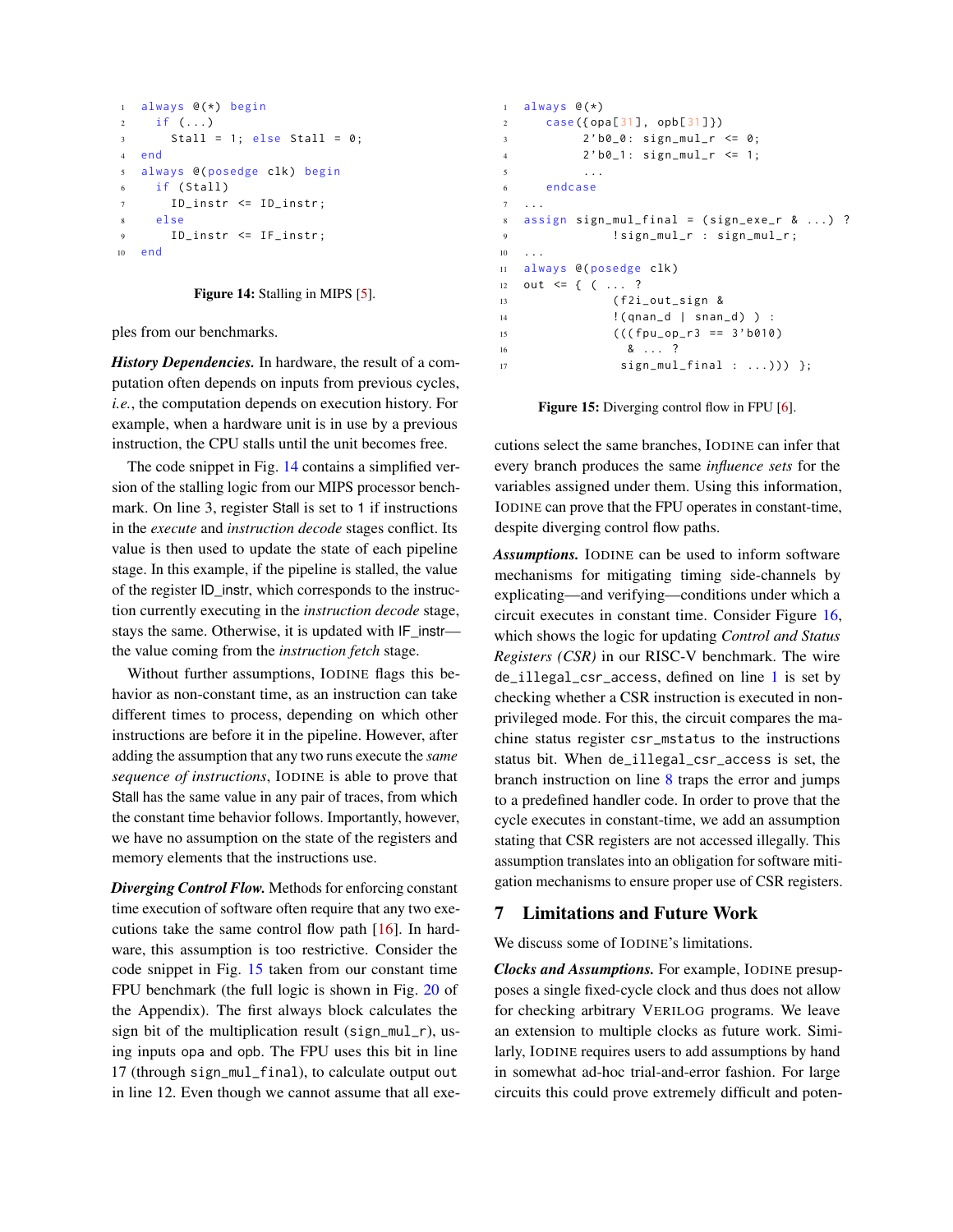```
always @(*) begin
  if (...)
    Stall = 1; else Stall = 0;
end
always @(posedge clk) begin
  if (Stall)
    ID_instr <= ID_instr;
  else
    ID_instr <= IF_instr;
end
```

**Figure 14:** Stalling in MIPS [5].

ples from our benchmarks.

***History Dependencies.*** In hardware, the result of a computation often depends on inputs from previous cycles, *i.e.*, the computation depends on execution history. For example, when a hardware unit is in use by a previous instruction, the CPU stalls until the unit becomes free.

The code snippet in Fig. 14 contains a simplified version of the stalling logic from our MIPS processor benchmark. On line 3, register Stall is set to 1 if instructions in the *execute* and *instruction decode* stages conflict. Its value is then used to update the state of each pipeline stage. In this example, if the pipeline is stalled, the value of the register ID_instr, which corresponds to the instruction currently executing in the *instruction decode* stage, stays the same. Otherwise, it is updated with IF_instr—the value coming from the *instruction fetch* stage.

Without further assumptions, IODINE flags this behavior as non-constant time, as an instruction can take different times to process, depending on which other instructions are before it in the pipeline. However, after adding the assumption that any two runs execute the *same sequence of instructions*, IODINE is able to prove that Stall has the same value in any pair of traces, from which the constant time behavior follows. Importantly, however, we have no assumption on the state of the registers and memory elements that the instructions use.

***Diverging Control Flow.*** Methods for enforcing constant time execution of software often require that any two executions take the same control flow path [16]. In hardware, this assumption is too restrictive. Consider the code snippet in Fig. 15 taken from our constant time FPU benchmark (the full logic is shown in Fig. 20 of the Appendix). The first always block calculates the sign bit of the multiplication result (sign_mul_r), using inputs opa and opb. The FPU uses this bit in line 17 (through sign_mul_final), to calculate output out in line 12. Even though we cannot assume that all executions select the same branches, IODINE can infer that every branch produces the same *influence sets* for the variables assigned under them. Using this information, IODINE can prove that the FPU operates in constant-time, despite diverging control flow paths.

```
always @(*)
   case({opa[31], opb[31]})
        2'b0_0: sign_mul_r <= 0;
        2'b0_1: sign_mul_r <= 1;
        ...
   endcase
...
assign sign_mul_final = (sign_exe_r & ...) ?
             !sign_mul_r : sign_mul_r;
...
always @(posedge clk)
out <= { ( ... ?
             (f2i_out_sign &
             !(qnan_d | snan_d) ) :
             (((fpu_op_r3 == 3'b010)
               & ... ?
              sign_mul_final : ...))) };
```

**Figure 15:** Diverging control flow in FPU [6].

***Assumptions.*** IODINE can be used to inform software mechanisms for mitigating timing side-channels by explicating—and verifying—conditions under which a circuit executes in constant time. Consider Figure 16, which shows the logic for updating *Control and Status Registers (CSR)* in our RISC-V benchmark. The wire de_illegal_csr_access, defined on line 1 is set by checking whether a CSR instruction is executed in non-privileged mode. For this, the circuit compares the machine status register csr_mstatus to the instructions status bit. When de_illegal_csr_access is set, the branch instruction on line 8 traps the error and jumps to a predefined handler code. In order to prove that the cycle executes in constant-time, we add an assumption stating that CSR registers are not accessed illegally. This assumption translates into an obligation for software mitigation mechanisms to ensure proper use of CSR registers.

## 7 Limitations and Future Work

We discuss some of IODINE's limitations.

***Clocks and Assumptions.*** For example, IODINE presupposes a single fixed-cycle clock and thus does not allow for checking arbitrary VERILOG programs. We leave an extension to multiple clocks as future work. Similarly, IODINE requires users to add assumptions by hand in somewhat ad-hoc trial-and-error fashion. For large circuits this could prove extremely difficult and poten-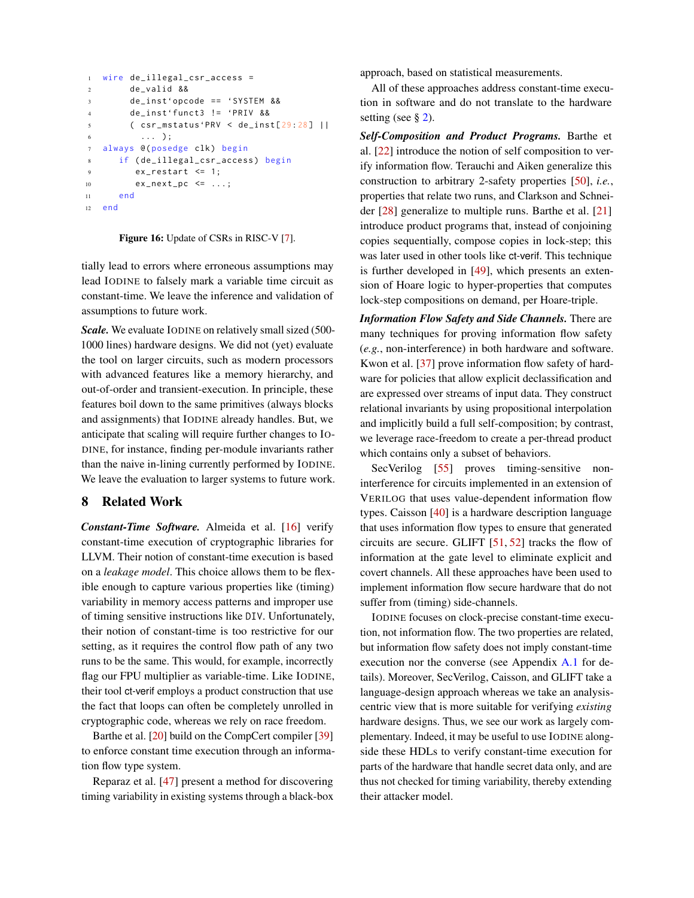```
wire de_illegal_csr_access =
     de_valid &&
     de_inst`opcode == `SYSTEM &&
     de_inst`funct3 != `PRIV &&
     ( csr_mstatus`PRV < de_inst[29:28] ||
       ... );
always @(posedge clk) begin
   if (de_illegal_csr_access) begin
      ex_restart <= 1;
      ex_next_pc <= ...;
   end
end
```

**Figure 16:** Update of CSRs in RISC-V [7].

tially lead to errors where erroneous assumptions may lead IODINE to falsely mark a variable time circuit as constant-time. We leave the inference and validation of assumptions to future work.

***Scale.*** We evaluate IODINE on relatively small sized (500-1000 lines) hardware designs. We did not (yet) evaluate the tool on larger circuits, such as modern processors with advanced features like a memory hierarchy, and out-of-order and transient-execution. In principle, these features boil down to the same primitives (always blocks and assignments) that IODINE already handles. But, we anticipate that scaling will require further changes to IODINE, for instance, finding per-module invariants rather than the naive in-lining currently performed by IODINE. We leave the evaluation to larger systems to future work.

## 8 Related Work

***Constant-Time Software.*** Almeida et al. [16] verify constant-time execution of cryptographic libraries for LLVM. Their notion of constant-time execution is based on a *leakage model*. This choice allows them to be flexible enough to capture various properties like (timing) variability in memory access patterns and improper use of timing sensitive instructions like DIV. Unfortunately, their notion of constant-time is too restrictive for our setting, as it requires the control flow path of any two runs to be the same. This would, for example, incorrectly flag our FPU multiplier as variable-time. Like IODINE, their tool ct-verif employs a product construction that use the fact that loops can often be completely unrolled in cryptographic code, whereas we rely on race freedom.

Barthe et al. [20] build on the CompCert compiler [39] to enforce constant time execution through an information flow type system.

Reparaz et al. [47] present a method for discovering timing variability in existing systems through a black-box approach, based on statistical measurements.

All of these approaches address constant-time execution in software and do not translate to the hardware setting (see § 2).

***Self-Composition and Product Programs.*** Barthe et al. [22] introduce the notion of self composition to verify information flow. Terauchi and Aiken generalize this construction to arbitrary 2-safety properties [50], *i.e.*, properties that relate two runs, and Clarkson and Schneider [28] generalize to multiple runs. Barthe et al. [21] introduce product programs that, instead of conjoining copies sequentially, compose copies in lock-step; this was later used in other tools like ct-verif. This technique is further developed in [49], which presents an extension of Hoare logic to hyper-properties that computes lock-step compositions on demand, per Hoare-triple.

***Information Flow Safety and Side Channels.*** There are many techniques for proving information flow safety (*e.g.*, non-interference) in both hardware and software. Kwon et al. [37] prove information flow safety of hardware for policies that allow explicit declassification and are expressed over streams of input data. They construct relational invariants by using propositional interpolation and implicitly build a full self-composition; by contrast, we leverage race-freedom to create a per-thread product which contains only a subset of behaviors.

SecVerilog [55] proves timing-sensitive non-interference for circuits implemented in an extension of VERILOG that uses value-dependent information flow types. Caisson [40] is a hardware description language that uses information flow types to ensure that generated circuits are secure. GLIFT [51, 52] tracks the flow of information at the gate level to eliminate explicit and covert channels. All these approaches have been used to implement information flow secure hardware that do not suffer from (timing) side-channels.

IODINE focuses on clock-precise constant-time execution, not information flow. The two properties are related, but information flow safety does not imply constant-time execution nor the converse (see Appendix A.1 for details). Moreover, SecVerilog, Caisson, and GLIFT take a language-design approach whereas we take an analysis-centric view that is more suitable for verifying *existing* hardware designs. Thus, we see our work as largely complementary. Indeed, it may be useful to use IODINE alongside these HDLs to verify constant-time execution for parts of the hardware that handle secret data only, and are thus not checked for timing variability, thereby extending their attacker model.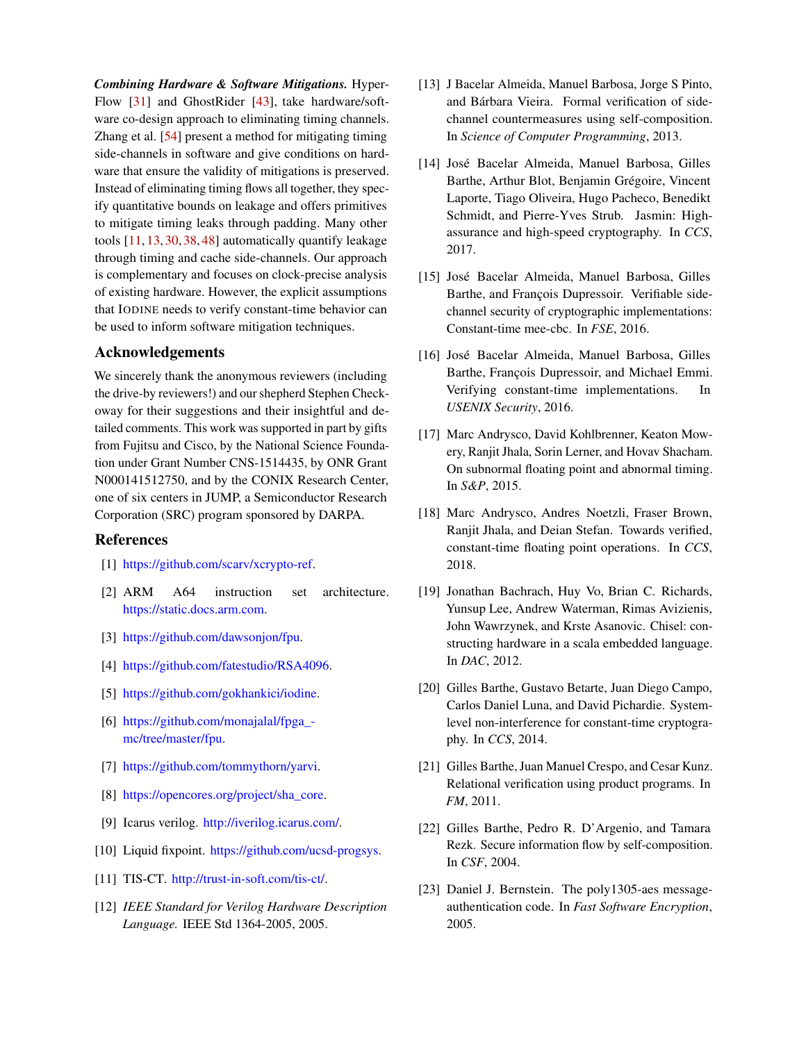***Combining Hardware & Software Mitigations.*** HyperFlow [31] and GhostRider [43], take hardware/software co-design approach to eliminating timing channels. Zhang et al. [54] present a method for mitigating timing side-channels in software and give conditions on hardware that ensure the validity of mitigations is preserved. Instead of eliminating timing flows all together, they specify quantitative bounds on leakage and offers primitives to mitigate timing leaks through padding. Many other tools [11, 13, 30, 38, 48] automatically quantify leakage through timing and cache side-channels. Our approach is complementary and focuses on clock-precise analysis of existing hardware. However, the explicit assumptions that IODINE needs to verify constant-time behavior can be used to inform software mitigation techniques.

## Acknowledgements

We sincerely thank the anonymous reviewers (including the drive-by reviewers!) and our shepherd Stephen Checkoway for their suggestions and their insightful and detailed comments. This work was supported in part by gifts from Fujitsu and Cisco, by the National Science Foundation under Grant Number CNS-1514435, by ONR Grant N000141512750, and by the CONIX Research Center, one of six centers in JUMP, a Semiconductor Research Corporation (SRC) program sponsored by DARPA.

## References

[1] https://github.com/scarv/xcrypto-ref.

[2] ARM A64 instruction set architecture. https://static.docs.arm.com.

[3] https://github.com/dawsonjon/fpu.

[4] https://github.com/fatestudio/RSA4096.

[5] https://github.com/gokhankici/iodine.

[6] https://github.com/monajalal/fpga_-mc/tree/master/fpu.

[7] https://github.com/tommythorn/yarvi.

[8] https://opencores.org/project/sha_core.

[9] Icarus verilog. http://iverilog.icarus.com/.

[10] Liquid fixpoint. https://github.com/ucsd-progsys.

[11] TIS-CT. http://trust-in-soft.com/tis-ct/.

[12] *IEEE Standard for Verilog Hardware Description Language.* IEEE Std 1364-2005, 2005.

[13] J Bacelar Almeida, Manuel Barbosa, Jorge S Pinto, and Bárbara Vieira. Formal verification of side-channel countermeasures using self-composition. In *Science of Computer Programming*, 2013.

[14] José Bacelar Almeida, Manuel Barbosa, Gilles Barthe, Arthur Blot, Benjamin Grégoire, Vincent Laporte, Tiago Oliveira, Hugo Pacheco, Benedikt Schmidt, and Pierre-Yves Strub. Jasmin: High-assurance and high-speed cryptography. In *CCS*, 2017.

[15] José Bacelar Almeida, Manuel Barbosa, Gilles Barthe, and François Dupressoir. Verifiable side-channel security of cryptographic implementations: Constant-time mee-cbc. In *FSE*, 2016.

[16] José Bacelar Almeida, Manuel Barbosa, Gilles Barthe, François Dupressoir, and Michael Emmi. Verifying constant-time implementations. In *USENIX Security*, 2016.

[17] Marc Andrysco, David Kohlbrenner, Keaton Mowery, Ranjit Jhala, Sorin Lerner, and Hovav Shacham. On subnormal floating point and abnormal timing. In *S&P*, 2015.

[18] Marc Andrysco, Andres Noetzli, Fraser Brown, Ranjit Jhala, and Deian Stefan. Towards verified, constant-time floating point operations. In *CCS*, 2018.

[19] Jonathan Bachrach, Huy Vo, Brian C. Richards, Yunsup Lee, Andrew Waterman, Rimas Avizienis, John Wawrzynek, and Krste Asanovic. Chisel: constructing hardware in a scala embedded language. In *DAC*, 2012.

[20] Gilles Barthe, Gustavo Betarte, Juan Diego Campo, Carlos Daniel Luna, and David Pichardie. System-level non-interference for constant-time cryptography. In *CCS*, 2014.

[21] Gilles Barthe, Juan Manuel Crespo, and Cesar Kunz. Relational verification using product programs. In *FM*, 2011.

[22] Gilles Barthe, Pedro R. D'Argenio, and Tamara Rezk. Secure information flow by self-composition. In *CSF*, 2004.

[23] Daniel J. Bernstein. The poly1305-aes message-authentication code. In *Fast Software Encryption*, 2005.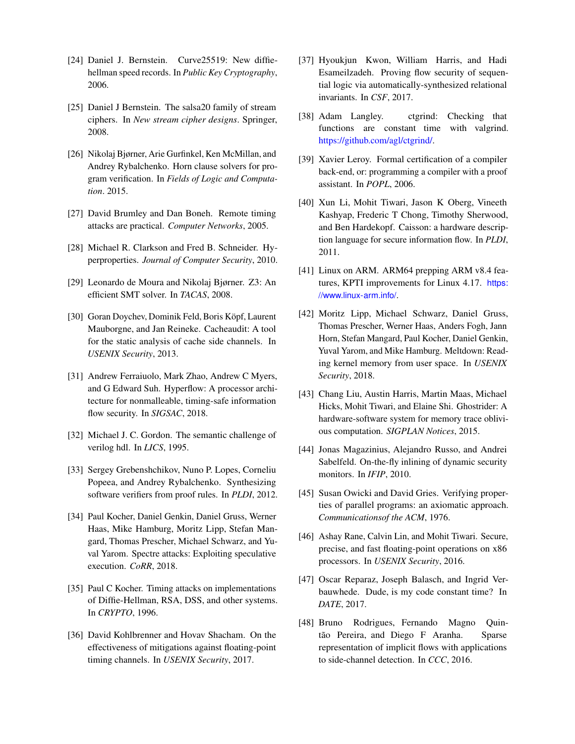[24] Daniel J. Bernstein. Curve25519: New diffie-hellman speed records. In *Public Key Cryptography*, 2006.

[25] Daniel J Bernstein. The salsa20 family of stream ciphers. In *New stream cipher designs*. Springer, 2008.

[26] Nikolaj Bjørner, Arie Gurfinkel, Ken McMillan, and Andrey Rybalchenko. Horn clause solvers for program verification. In *Fields of Logic and Computation*. 2015.

[27] David Brumley and Dan Boneh. Remote timing attacks are practical. *Computer Networks*, 2005.

[28] Michael R. Clarkson and Fred B. Schneider. Hyperproperties. *Journal of Computer Security*, 2010.

[29] Leonardo de Moura and Nikolaj Bjørner. Z3: An efficient SMT solver. In *TACAS*, 2008.

[30] Goran Doychev, Dominik Feld, Boris Köpf, Laurent Mauborgne, and Jan Reineke. Cacheaudit: A tool for the static analysis of cache side channels. In *USENIX Security*, 2013.

[31] Andrew Ferraiuolo, Mark Zhao, Andrew C Myers, and G Edward Suh. Hyperflow: A processor architecture for nonmalleable, timing-safe information flow security. In *SIGSAC*, 2018.

[32] Michael J. C. Gordon. The semantic challenge of verilog hdl. In *LICS*, 1995.

[33] Sergey Grebenshchikov, Nuno P. Lopes, Corneliu Popeea, and Andrey Rybalchenko. Synthesizing software verifiers from proof rules. In *PLDI*, 2012.

[34] Paul Kocher, Daniel Genkin, Daniel Gruss, Werner Haas, Mike Hamburg, Moritz Lipp, Stefan Mangard, Thomas Prescher, Michael Schwarz, and Yuval Yarom. Spectre attacks: Exploiting speculative execution. *CoRR*, 2018.

[35] Paul C Kocher. Timing attacks on implementations of Diffie-Hellman, RSA, DSS, and other systems. In *CRYPTO*, 1996.

[36] David Kohlbrenner and Hovav Shacham. On the effectiveness of mitigations against floating-point timing channels. In *USENIX Security*, 2017.

[37] Hyoukjun Kwon, William Harris, and Hadi Esameilzadeh. Proving flow security of sequential logic via automatically-synthesized relational invariants. In *CSF*, 2017.

[38] Adam Langley. ctgrind: Checking that functions are constant time with valgrind. https://github.com/agl/ctgrind/.

[39] Xavier Leroy. Formal certification of a compiler back-end, or: programming a compiler with a proof assistant. In *POPL*, 2006.

[40] Xun Li, Mohit Tiwari, Jason K Oberg, Vineeth Kashyap, Frederic T Chong, Timothy Sherwood, and Ben Hardekopf. Caisson: a hardware description language for secure information flow. In *PLDI*, 2011.

[41] Linux on ARM. ARM64 prepping ARM v8.4 features, KPTI improvements for Linux 4.17. https://www.linux-arm.info/.

[42] Moritz Lipp, Michael Schwarz, Daniel Gruss, Thomas Prescher, Werner Haas, Anders Fogh, Jann Horn, Stefan Mangard, Paul Kocher, Daniel Genkin, Yuval Yarom, and Mike Hamburg. Meltdown: Reading kernel memory from user space. In *USENIX Security*, 2018.

[43] Chang Liu, Austin Harris, Martin Maas, Michael Hicks, Mohit Tiwari, and Elaine Shi. Ghostrider: A hardware-software system for memory trace oblivious computation. *SIGPLAN Notices*, 2015.

[44] Jonas Magazinius, Alejandro Russo, and Andrei Sabelfeld. On-the-fly inlining of dynamic security monitors. In *IFIP*, 2010.

[45] Susan Owicki and David Gries. Verifying properties of parallel programs: an axiomatic approach. *Communicationsof the ACM*, 1976.

[46] Ashay Rane, Calvin Lin, and Mohit Tiwari. Secure, precise, and fast floating-point operations on x86 processors. In *USENIX Security*, 2016.

[47] Oscar Reparaz, Joseph Balasch, and Ingrid Verbauwhede. Dude, is my code constant time? In *DATE*, 2017.

[48] Bruno Rodrigues, Fernando Magno Quintão Pereira, and Diego F Aranha. Sparse representation of implicit flows with applications to side-channel detection. In *CCC*, 2016.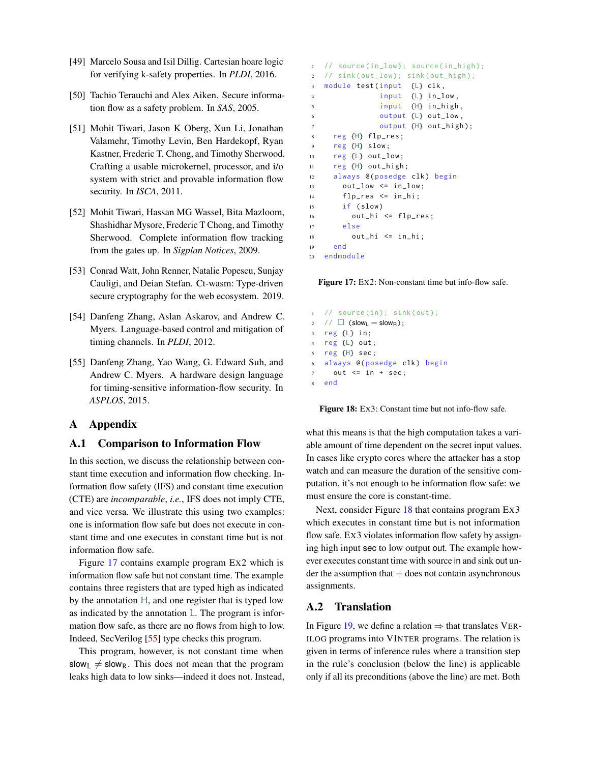[49] Marcelo Sousa and Isil Dillig. Cartesian hoare logic for verifying k-safety properties. In *PLDI*, 2016.

[50] Tachio Terauchi and Alex Aiken. Secure information flow as a safety problem. In *SAS*, 2005.

[51] Mohit Tiwari, Jason K Oberg, Xun Li, Jonathan Valamehr, Timothy Levin, Ben Hardekopf, Ryan Kastner, Frederic T. Chong, and Timothy Sherwood. Crafting a usable microkernel, processor, and i/o system with strict and provable information flow security. In *ISCA*, 2011.

[52] Mohit Tiwari, Hassan MG Wassel, Bita Mazloom, Shashidhar Mysore, Frederic T Chong, and Timothy Sherwood. Complete information flow tracking from the gates up. In *Sigplan Notices*, 2009.

[53] Conrad Watt, John Renner, Natalie Popescu, Sunjay Cauligi, and Deian Stefan. Ct-wasm: Type-driven secure cryptography for the web ecosystem. 2019.

[54] Danfeng Zhang, Aslan Askarov, and Andrew C. Myers. Language-based control and mitigation of timing channels. In *PLDI*, 2012.

[55] Danfeng Zhang, Yao Wang, G. Edward Suh, and Andrew C. Myers. A hardware design language for timing-sensitive information-flow security. In *ASPLOS*, 2015.

# A Appendix

## A.1 Comparison to Information Flow

In this section, we discuss the relationship between constant time execution and information flow checking. Information flow safety (IFS) and constant time execution (CTE) are *incomparable*, *i.e.*, IFS does not imply CTE, and vice versa. We illustrate this using two examples: one is information flow safe but does not execute in constant time and one executes in constant time but is not information flow safe.

Figure 17 contains example program EX2 which is information flow safe but not constant time. The example contains three registers that are typed high as indicated by the annotation H, and one register that is typed low as indicated by the annotation L. The program is information flow safe, as there are no flows from high to low. Indeed, SecVerilog [55] type checks this program.

This program, however, is not constant time when $\text{slow}_L \neq \text{slow}_R$. This does not mean that the program leaks high data to low sinks—indeed it does not. Instead, what this means is that the high computation takes a variable amount of time dependent on the secret input values. In cases like crypto cores where the attacker has a stop watch and can measure the duration of the sensitive computation, it's not enough to be information flow safe: we must ensure the core is constant-time.

```
1  // source(in_low); source(in_high);
2  // sink(out_low); sink(out_high);
3  module test(input  {L} clk,
4              input  {L} in_low,
5              input  {H} in_high,
6              output {L} out_low,
7              output {H} out_high);
8    reg {H} flp_res;
9    reg {H} slow;
10   reg {L} out_low;
11   reg {H} out_high;
12   always @(posedge clk) begin
13     out_low <= in_low;
14     flp_res <= in_hi;
15     if (slow)
16       out_hi <= flp_res;
17     else
18       out_hi <= in_hi;
19   end
20 endmodule
```

**Figure 17:** EX2: Non-constant time but info-flow safe.

```
1  // source(in); sink(out);
2  // □ (slow_L = slow_R);
3  reg {L} in;
4  reg {L} out;
5  reg {H} sec;
6  always @(posedge clk) begin
7    out <= in + sec;
8  end
```

**Figure 18:** EX3: Constant time but not info-flow safe.

Next, consider Figure 18 that contains program EX3 which executes in constant time but is not information flow safe. EX3 violates information flow safety by assigning high input sec to low output out. The example however executes constant time with source in and sink out under the assumption that $+$ does not contain asynchronous assignments.

## A.2 Translation

In Figure 19, we define a relation $\Rightarrow$ that translates VERILOG programs into VINTER programs. The relation is given in terms of inference rules where a transition step in the rule's conclusion (below the line) is applicable only if all its preconditions (above the line) are met. Both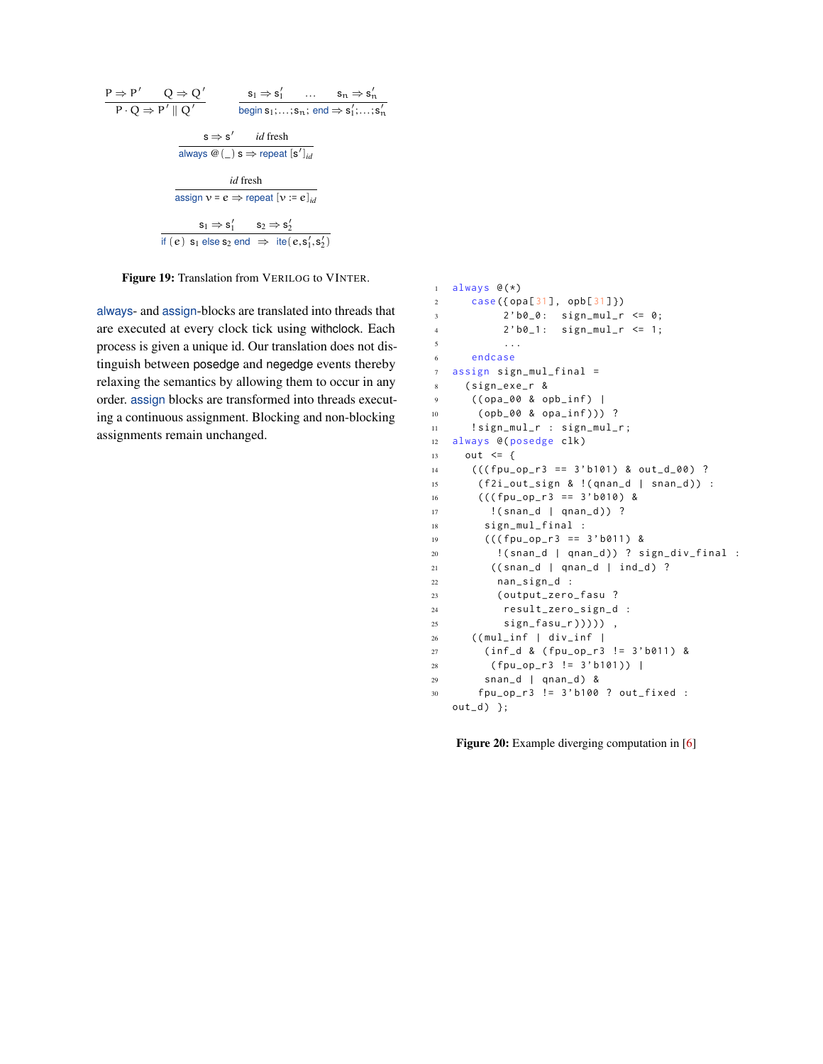$$\frac{\mathsf{P} \Rightarrow \mathsf{P}' \qquad \mathsf{Q} \Rightarrow \mathsf{Q}'}{\mathsf{P} \cdot \mathsf{Q} \Rightarrow \mathsf{P}' \parallel \mathsf{Q}'} \qquad \frac{\mathsf{s}_1 \Rightarrow \mathsf{s}_1' \qquad \ldots \qquad \mathsf{s}_n \Rightarrow \mathsf{s}_n'}{\text{begin } \mathsf{s}_1; \ldots; \mathsf{s}_n; \text{ end} \Rightarrow \mathsf{s}_1'; \ldots; \mathsf{s}_n'}$$

$$\frac{\mathsf{s} \Rightarrow \mathsf{s}' \qquad id \text{ fresh}}{\text{always } @(\_)\ \mathsf{s} \Rightarrow \text{repeat } [\mathsf{s}']_{id}}$$

$$\frac{id \text{ fresh}}{\text{assign } v = e \Rightarrow \text{repeat } [v := e]_{id}}$$

$$\frac{\mathsf{s}_1 \Rightarrow \mathsf{s}_1' \qquad \mathsf{s}_2 \Rightarrow \mathsf{s}_2'}{\text{if } (e)\ \mathsf{s}_1 \text{ else } \mathsf{s}_2 \text{ end} \ \Rightarrow\ \text{ite}(e, \mathsf{s}_1', \mathsf{s}_2')}$$

**Figure 19:** Translation from VERILOG to VINTER.

always- and assign-blocks are translated into threads that are executed at every clock tick using withclock. Each process is given a unique id. Our translation does not distinguish between posedge and negedge events thereby relaxing the semantics by allowing them to occur in any order. assign blocks are transformed into threads executing a continuous assignment. Blocking and non-blocking assignments remain unchanged.

```
1  always @(*)
2     case({opa[31], opb[31]})
3          2'b0_0:  sign_mul_r <= 0;
4          2'b0_1:  sign_mul_r <= 1;
5          ...
6     endcase
7  assign sign_mul_final =
8    (sign_exe_r &
9     ((opa_00 & opb_inf) |
10     (opb_00 & opa_inf))) ?
11    !sign_mul_r : sign_mul_r;
12 always @(posedge clk)
13   out <= {
14     (((fpu_op_r3 == 3'b101) & out_d_00) ?
15      (f2i_out_sign & !(qnan_d | snan_d)) :
16      (((fpu_op_r3 == 3'b010) &
17        !(snan_d | qnan_d)) ?
18       sign_mul_final :
19       (((fpu_op_r3 == 3'b011) &
20         !(snan_d | qnan_d)) ? sign_div_final :
21        ((snan_d | qnan_d | ind_d) ?
22         nan_sign_d :
23         (output_zero_fasu ?
24          result_zero_sign_d :
25          sign_fasu_r))))) ,
26     ((mul_inf | div_inf |
27       (inf_d & (fpu_op_r3 != 3'b011) &
28        (fpu_op_r3 != 3'b101)) |
29       snan_d | qnan_d) &
30      fpu_op_r3 != 3'b100 ? out_fixed :
   out_d) };
```

**Figure 20:** Example diverging computation in [6]